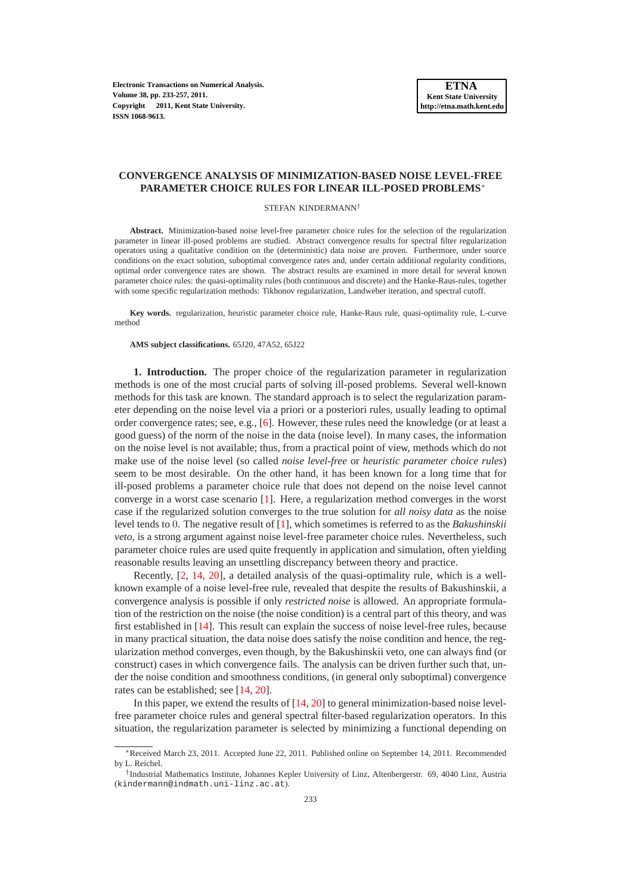# CONVERGENCE ANALYSIS OF MINIMIZATION-BASED NOISE LEVEL-FREE PARAMETER CHOICE RULES FOR LINEAR ILL-POSED PROBLEMS*

STEFAN KINDERMANN†

**Abstract.** Minimization-based noise level-free parameter choice rules for the selection of the regularization parameter in linear ill-posed problems are studied. Abstract convergence results for spectral filter regularization operators using a qualitative condition on the (deterministic) data noise are proven. Furthermore, under source conditions on the exact solution, suboptimal convergence rates and, under certain additional regularity conditions, optimal order convergence rates are shown. The abstract results are examined in more detail for several known parameter choice rules: the quasi-optimality rules (both continuous and discrete) and the Hanke-Raus-rules, together with some specific regularization methods: Tikhonov regularization, Landweber iteration, and spectral cutoff.

**Key words.** regularization, heuristic parameter choice rule, Hanke-Raus rule, quasi-optimality rule, L-curve method

**AMS subject classifications.** 65J20, 47A52, 65J22

## 1. Introduction.

The proper choice of the regularization parameter in regularization methods is one of the most crucial parts of solving ill-posed problems. Several well-known methods for this task are known. The standard approach is to select the regularization parameter depending on the noise level via a priori or a posteriori rules, usually leading to optimal order convergence rates; see, e.g., [6]. However, these rules need the knowledge (or at least a good guess) of the norm of the noise in the data (noise level). In many cases, the information on the noise level is not available; thus, from a practical point of view, methods which do not make use of the noise level (so called *noise level-free* or *heuristic parameter choice rules*) seem to be most desirable. On the other hand, it has been known for a long time that for ill-posed problems a parameter choice rule that does not depend on the noise level cannot converge in a worst case scenario [1]. Here, a regularization method converges in the worst case if the regularized solution converges to the true solution for *all noisy data* as the noise level tends to 0. The negative result of [1], which sometimes is referred to as the *Bakushinskii veto*, is a strong argument against noise level-free parameter choice rules. Nevertheless, such parameter choice rules are used quite frequently in application and simulation, often yielding reasonable results leaving an unsettling discrepancy between theory and practice.

Recently, [2, 14, 20], a detailed analysis of the quasi-optimality rule, which is a well-known example of a noise level-free rule, revealed that despite the results of Bakushinskii, a convergence analysis is possible if only *restricted noise* is allowed. An appropriate formulation of the restriction on the noise (the noise condition) is a central part of this theory, and was first established in [14]. This result can explain the success of noise level-free rules, because in many practical situation, the data noise does satisfy the noise condition and hence, the regularization method converges, even though, by the Bakushinskii veto, one can always find (or construct) cases in which convergence fails. The analysis can be driven further such that, under the noise condition and smoothness conditions, (in general only suboptimal) convergence rates can be established; see [14, 20].

In this paper, we extend the results of [14, 20] to general minimization-based noise level-free parameter choice rules and general spectral filter-based regularization operators. In this situation, the regularization parameter is selected by minimizing a functional depending on

---

*Received March 23, 2011. Accepted June 22, 2011. Published online on September 14, 2011. Recommended by L. Reichel.

†Industrial Mathematics Institute, Johannes Kepler University of Linz, Altenbergerstr. 69, 4040 Linz, Austria (kindermann@indmath.uni-linz.ac.at).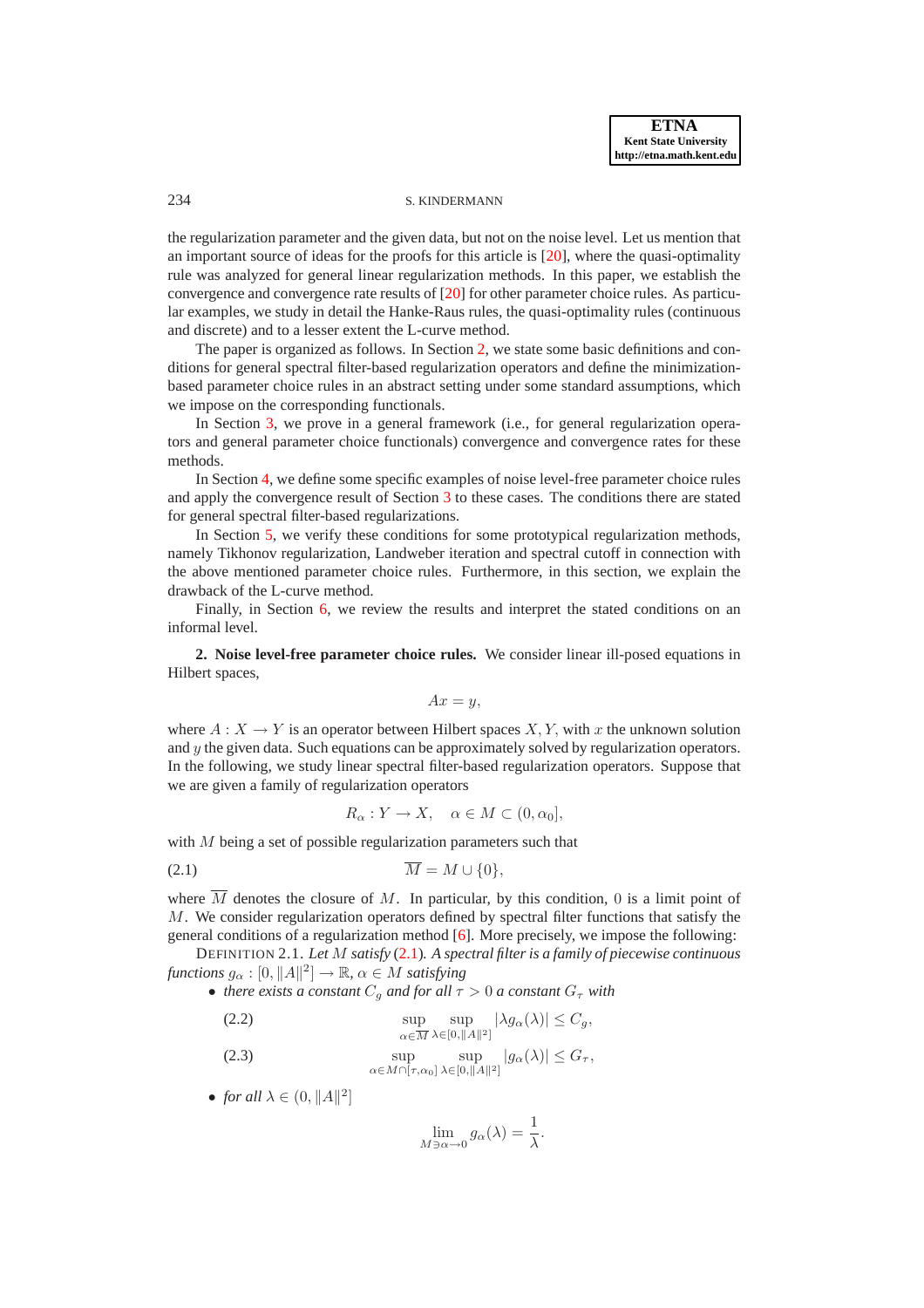the regularization parameter and the given data, but not on the noise level. Let us mention that an important source of ideas for the proofs for this article is [20], where the quasi-optimality rule was analyzed for general linear regularization methods. In this paper, we establish the convergence and convergence rate results of [20] for other parameter choice rules. As particular examples, we study in detail the Hanke-Raus rules, the quasi-optimality rules (continuous and discrete) and to a lesser extent the L-curve method.

The paper is organized as follows. In Section 2, we state some basic definitions and conditions for general spectral filter-based regularization operators and define the minimization-based parameter choice rules in an abstract setting under some standard assumptions, which we impose on the corresponding functionals.

In Section 3, we prove in a general framework (i.e., for general regularization operators and general parameter choice functionals) convergence and convergence rates for these methods.

In Section 4, we define some specific examples of noise level-free parameter choice rules and apply the convergence result of Section 3 to these cases. The conditions there are stated for general spectral filter-based regularizations.

In Section 5, we verify these conditions for some prototypical regularization methods, namely Tikhonov regularization, Landweber iteration and spectral cutoff in connection with the above mentioned parameter choice rules. Furthermore, in this section, we explain the drawback of the L-curve method.

Finally, in Section 6, we review the results and interpret the stated conditions on an informal level.

## 2. Noise level-free parameter choice rules.

We consider linear ill-posed equations in Hilbert spaces,

$$Ax = y,$$

where $A : X \to Y$ is an operator between Hilbert spaces $X, Y$, with $x$ the unknown solution and $y$ the given data. Such equations can be approximately solved by regularization operators. In the following, we study linear spectral filter-based regularization operators. Suppose that we are given a family of regularization operators

$$R_\alpha : Y \to X, \quad \alpha \in M \subset (0, \alpha_0],$$

with $M$ being a set of possible regularization parameters such that

$$\overline{M} = M \cup \{0\}, \tag{2.1}$$

where $\overline{M}$ denotes the closure of $M$. In particular, by this condition, 0 is a limit point of $M$. We consider regularization operators defined by spectral filter functions that satisfy the general conditions of a regularization method [6]. More precisely, we impose the following:

DEFINITION 2.1. *Let $M$ satisfy (2.1). A spectral filter is a family of piecewise continuous functions $g_\alpha : [0, \|A\|^2] \to \mathbb{R}$, $\alpha \in M$ satisfying*

- *there exists a constant $C_g$ and for all $\tau > 0$ a constant $G_\tau$ with*

$$\sup_{\alpha \in \overline{M}} \sup_{\lambda \in [0, \|A\|^2]} |\lambda g_\alpha(\lambda)| \leq C_g, \tag{2.2}$$

$$\sup_{\alpha \in M \cap [\tau, \alpha_0]} \sup_{\lambda \in [0, \|A\|^2]} |g_\alpha(\lambda)| \leq G_\tau, \tag{2.3}$$

- *for all $\lambda \in (0, \|A\|^2]$*

$$\lim_{M \ni \alpha \to 0} g_\alpha(\lambda) = \frac{1}{\lambda}.$$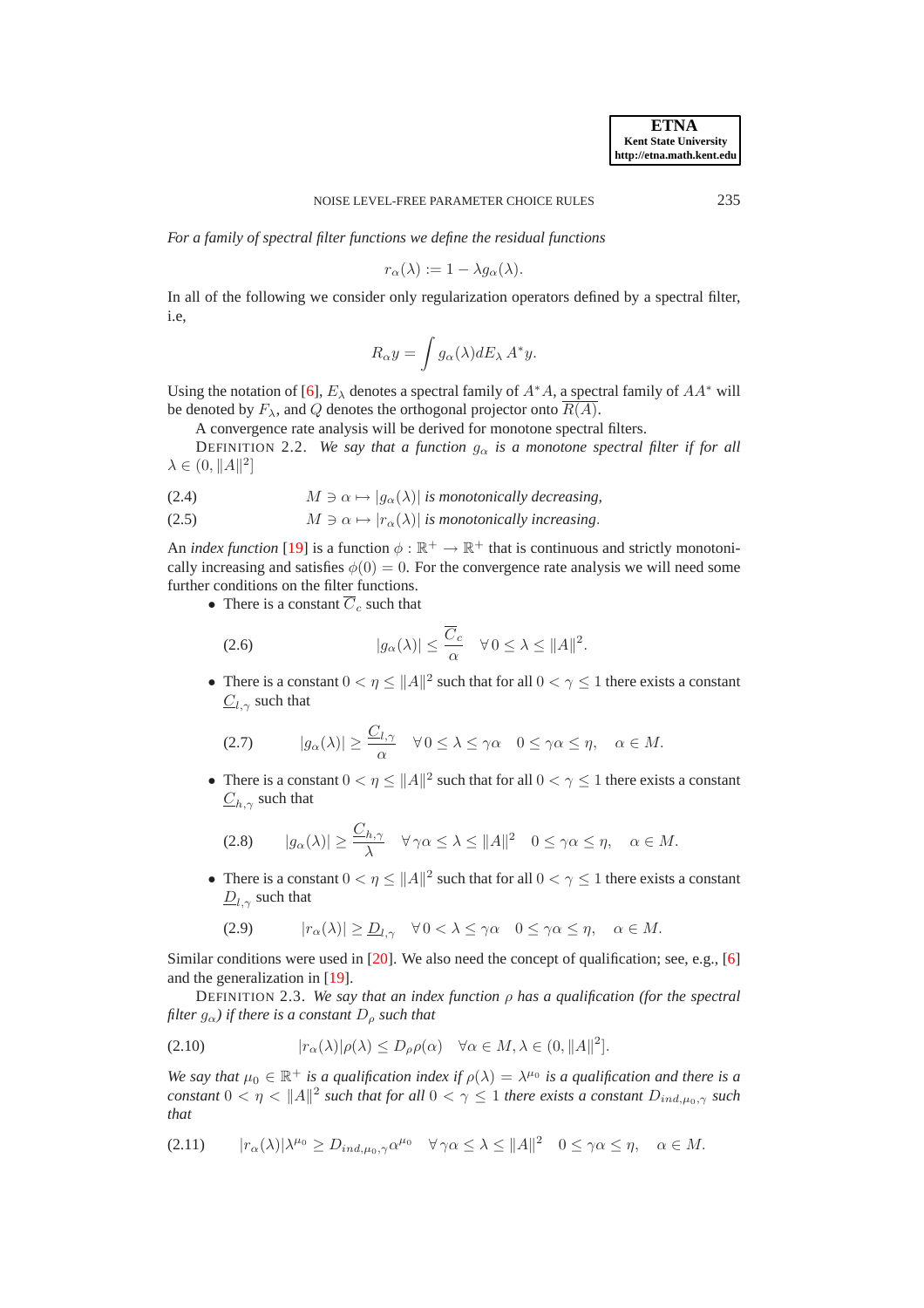*For a family of spectral filter functions we define the residual functions*

$$r_\alpha(\lambda) := 1 - \lambda g_\alpha(\lambda).$$

In all of the following we consider only regularization operators defined by a spectral filter, i.e,

$$R_\alpha y = \int g_\alpha(\lambda) dE_\lambda \, A^* y.$$

Using the notation of [6], $E_\lambda$ denotes a spectral family of $A^*A$, a spectral family of $AA^*$ will be denoted by $F_\lambda$, and $Q$ denotes the orthogonal projector onto $\overline{R(A)}$.

A convergence rate analysis will be derived for monotone spectral filters.

DEFINITION 2.2. *We say that a function $g_\alpha$ is a monotone spectral filter if for all $\lambda \in (0, \|A\|^2]$*

$$M \ni \alpha \mapsto |g_\alpha(\lambda)| \text{ is monotonically decreasing,} \tag{2.4}$$

$$M \ni \alpha \mapsto |r_\alpha(\lambda)| \text{ is monotonically increasing.} \tag{2.5}$$

An *index function* [19] is a function $\phi : \mathbb{R}^+ \to \mathbb{R}^+$ that is continuous and strictly monotonically increasing and satisfies $\phi(0) = 0$. For the convergence rate analysis we will need some further conditions on the filter functions.

- There is a constant $\overline{C}_c$ such that

$$|g_\alpha(\lambda)| \leq \frac{\overline{C}_c}{\alpha} \quad \forall \, 0 \leq \lambda \leq \|A\|^2. \tag{2.6}$$

- There is a constant $0 < \eta \leq \|A\|^2$ such that for all $0 < \gamma \leq 1$ there exists a constant $\underline{C}_{l,\gamma}$ such that

$$|g_\alpha(\lambda)| \geq \frac{\underline{C}_{l,\gamma}}{\alpha} \quad \forall \, 0 \leq \lambda \leq \gamma\alpha \quad 0 \leq \gamma\alpha \leq \eta, \quad \alpha \in M. \tag{2.7}$$

- There is a constant $0 < \eta \leq \|A\|^2$ such that for all $0 < \gamma \leq 1$ there exists a constant $\underline{C}_{h,\gamma}$ such that

$$|g_\alpha(\lambda)| \geq \frac{\underline{C}_{h,\gamma}}{\lambda} \quad \forall \, \gamma\alpha \leq \lambda \leq \|A\|^2 \quad 0 \leq \gamma\alpha \leq \eta, \quad \alpha \in M. \tag{2.8}$$

- There is a constant $0 < \eta \leq \|A\|^2$ such that for all $0 < \gamma \leq 1$ there exists a constant $\underline{D}_{l,\gamma}$ such that

$$|r_\alpha(\lambda)| \geq \underline{D}_{l,\gamma} \quad \forall \, 0 < \lambda \leq \gamma\alpha \quad 0 \leq \gamma\alpha \leq \eta, \quad \alpha \in M. \tag{2.9}$$

Similar conditions were used in [20]. We also need the concept of qualification; see, e.g., [6] and the generalization in [19].

DEFINITION 2.3. *We say that an index function $\rho$ has a qualification (for the spectral filter $g_\alpha$) if there is a constant $D_\rho$ such that*

$$|r_\alpha(\lambda)|\rho(\lambda) \leq D_\rho \rho(\alpha) \quad \forall \alpha \in M, \lambda \in (0, \|A\|^2]. \tag{2.10}$$

*We say that $\mu_0 \in \mathbb{R}^+$ is a qualification index if $\rho(\lambda) = \lambda^{\mu_0}$ is a qualification and there is a constant $0 < \eta < \|A\|^2$ such that for all $0 < \gamma \leq 1$ there exists a constant $D_{ind,\mu_0,\gamma}$ such that*

$$|r_\alpha(\lambda)|\lambda^{\mu_0} \geq D_{ind,\mu_0,\gamma}\alpha^{\mu_0} \quad \forall \, \gamma\alpha \leq \lambda \leq \|A\|^2 \quad 0 \leq \gamma\alpha \leq \eta, \quad \alpha \in M. \tag{2.11}$$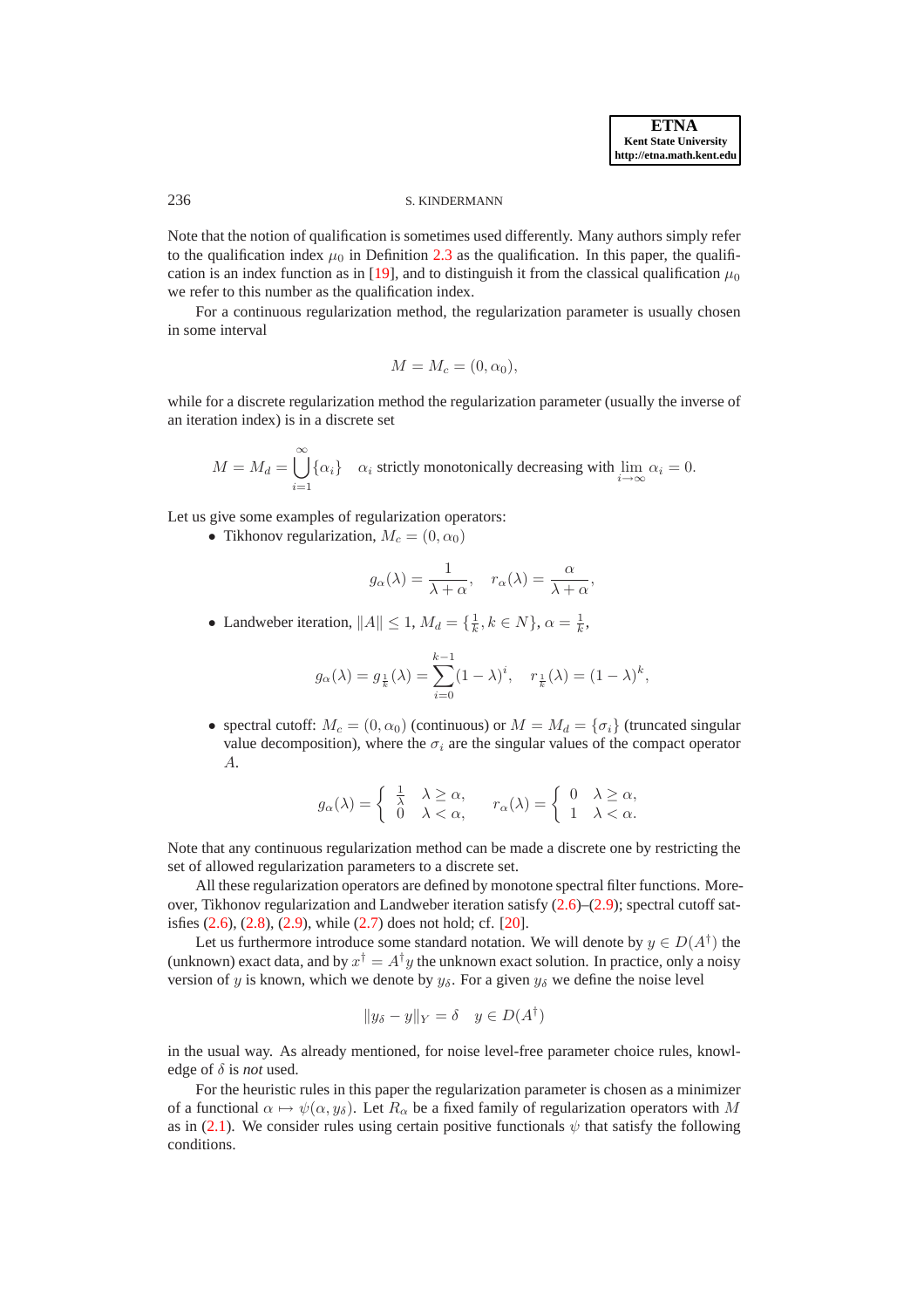Note that the notion of qualification is sometimes used differently. Many authors simply refer to the qualification index $\mu_0$ in Definition 2.3 as the qualification. In this paper, the qualification is an index function as in [19], and to distinguish it from the classical qualification $\mu_0$ we refer to this number as the qualification index.

For a continuous regularization method, the regularization parameter is usually chosen in some interval

$$M = M_c = (0, \alpha_0),$$

while for a discrete regularization method the regularization parameter (usually the inverse of an iteration index) is in a discrete set

$$M = M_d = \bigcup_{i=1}^{\infty} \{\alpha_i\} \quad \alpha_i \text{ strictly monotonically decreasing with } \lim_{i \to \infty} \alpha_i = 0.$$

Let us give some examples of regularization operators:

- Tikhonov regularization, $M_c = (0, \alpha_0)$

$$g_\alpha(\lambda) = \frac{1}{\lambda + \alpha}, \quad r_\alpha(\lambda) = \frac{\alpha}{\lambda + \alpha},$$

- Landweber iteration, $\|A\| \leq 1$, $M_d = \{\frac{1}{k}, k \in N\}$, $\alpha = \frac{1}{k}$,

$$g_\alpha(\lambda) = g_{\frac{1}{k}}(\lambda) = \sum_{i=0}^{k-1} (1 - \lambda)^i, \quad r_{\frac{1}{k}}(\lambda) = (1 - \lambda)^k,$$

- spectral cutoff: $M_c = (0, \alpha_0)$ (continuous) or $M = M_d = \{\sigma_i\}$ (truncated singular value decomposition), where the $\sigma_i$ are the singular values of the compact operator $A$.

$$g_\alpha(\lambda) = \begin{cases} \frac{1}{\lambda} & \lambda \geq \alpha, \\ 0 & \lambda < \alpha, \end{cases} \qquad r_\alpha(\lambda) = \begin{cases} 0 & \lambda \geq \alpha, \\ 1 & \lambda < \alpha. \end{cases}$$

Note that any continuous regularization method can be made a discrete one by restricting the set of allowed regularization parameters to a discrete set.

All these regularization operators are defined by monotone spectral filter functions. Moreover, Tikhonov regularization and Landweber iteration satisfy (2.6)–(2.9); spectral cutoff satisfies (2.6), (2.8), (2.9), while (2.7) does not hold; cf. [20].

Let us furthermore introduce some standard notation. We will denote by $y \in D(A^\dagger)$ the (unknown) exact data, and by $x^\dagger = A^\dagger y$ the unknown exact solution. In practice, only a noisy version of $y$ is known, which we denote by $y_\delta$. For a given $y_\delta$ we define the noise level

$$\|y_\delta - y\|_Y = \delta \quad y \in D(A^\dagger)$$

in the usual way. As already mentioned, for noise level-free parameter choice rules, knowledge of $\delta$ is *not* used.

For the heuristic rules in this paper the regularization parameter is chosen as a minimizer of a functional $\alpha \mapsto \psi(\alpha, y_\delta)$. Let $R_\alpha$ be a fixed family of regularization operators with $M$ as in (2.1). We consider rules using certain positive functionals $\psi$ that satisfy the following conditions.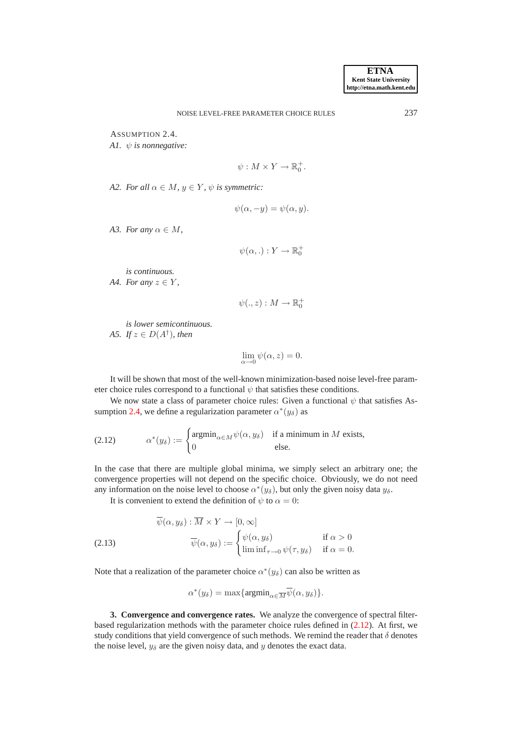ASSUMPTION 2.4.

*A1.* *$\psi$ is nonnegative:*

$$\psi : M \times Y \to \mathbb{R}_0^+.$$

*A2.* *For all $\alpha \in M$, $y \in Y$, $\psi$ is symmetric:*

$$\psi(\alpha, -y) = \psi(\alpha, y).$$

*A3.* *For any $\alpha \in M$,*

$$\psi(\alpha, .) : Y \to \mathbb{R}_0^+$$

*is continuous.*

*A4.* *For any $z \in Y$,*

$$\psi(., z) : M \to \mathbb{R}_0^+$$

*is lower semicontinuous.*

*A5.* *If $z \in D(A^\dagger)$, then*

$$\lim_{\alpha \to 0} \psi(\alpha, z) = 0.$$

It will be shown that most of the well-known minimization-based noise level-free parameter choice rules correspond to a functional $\psi$ that satisfies these conditions.

We now state a class of parameter choice rules: Given a functional $\psi$ that satisfies Assumption 2.4, we define a regularization parameter $\alpha^*(y_\delta)$ as

$$\alpha^*(y_\delta) := \begin{cases} \operatorname{argmin}_{\alpha \in M} \psi(\alpha, y_\delta) & \text{if a minimum in } M \text{ exists,} \\ 0 & \text{else.} \end{cases} \tag{2.12}$$

In the case that there are multiple global minima, we simply select an arbitrary one; the convergence properties will not depend on the specific choice. Obviously, we do not need any information on the noise level to choose $\alpha^*(y_\delta)$, but only the given noisy data $y_\delta$.

It is convenient to extend the definition of $\psi$ to $\alpha = 0$:

$$\begin{aligned} &\overline{\psi}(\alpha, y_\delta) : \overline{M} \times Y \to [0, \infty] \\ &\overline{\psi}(\alpha, y_\delta) := \begin{cases} \psi(\alpha, y_\delta) & \text{if } \alpha > 0 \\ \liminf_{\tau \to 0} \psi(\tau, y_\delta) & \text{if } \alpha = 0. \end{cases} \end{aligned} \tag{2.13}$$

Note that a realization of the parameter choice $\alpha^*(y_\delta)$ can also be written as

$$\alpha^*(y_\delta) = \max\{\operatorname{argmin}_{\alpha \in \overline{M}} \overline{\psi}(\alpha, y_\delta)\}.$$

**3. Convergence and convergence rates.** We analyze the convergence of spectral filter-based regularization methods with the parameter choice rules defined in (2.12). At first, we study conditions that yield convergence of such methods. We remind the reader that $\delta$ denotes the noise level, $y_\delta$ are the given noisy data, and $y$ denotes the exact data.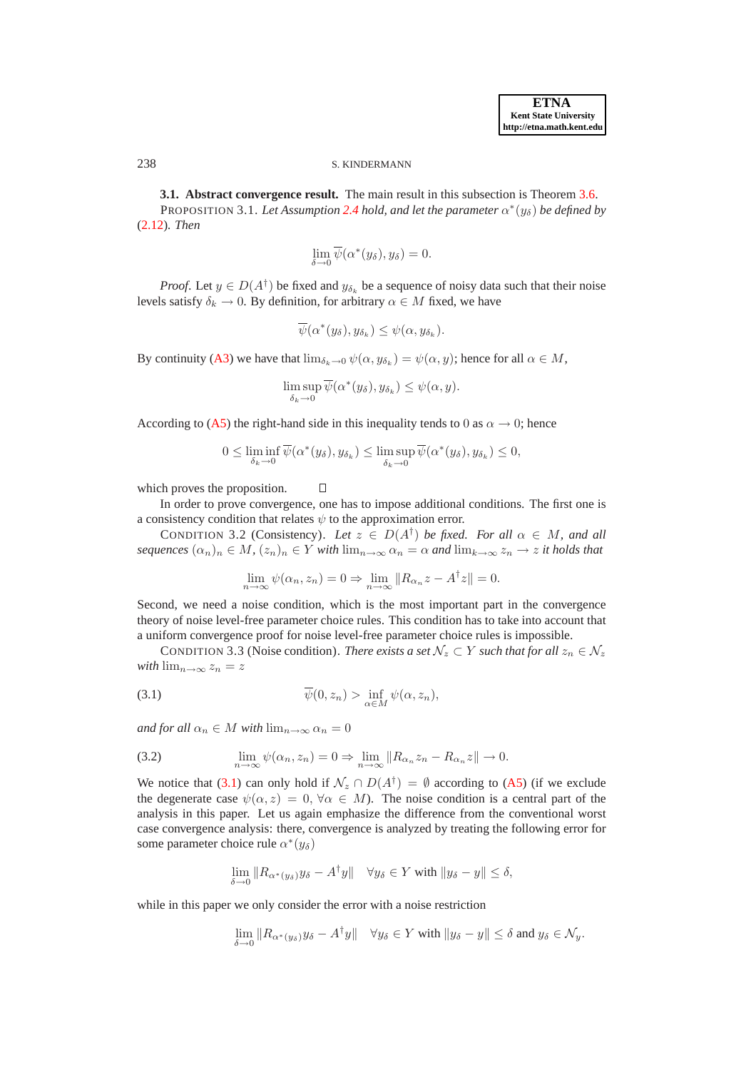### 3.1. Abstract convergence result.

The main result in this subsection is Theorem 3.6.

PROPOSITION 3.1. *Let Assumption 2.4 hold, and let the parameter $\alpha^*(y_\delta)$ be defined by (2.12). Then*

$$\lim_{\delta \to 0} \overline{\psi}(\alpha^*(y_\delta), y_\delta) = 0.$$

*Proof.* Let $y \in D(A^\dagger)$ be fixed and $y_{\delta_k}$ be a sequence of noisy data such that their noise levels satisfy $\delta_k \to 0$. By definition, for arbitrary $\alpha \in M$ fixed, we have

$$\overline{\psi}(\alpha^*(y_\delta), y_{\delta_k}) \leq \psi(\alpha, y_{\delta_k}).$$

By continuity (A3) we have that $\lim_{\delta_k \to 0} \psi(\alpha, y_{\delta_k}) = \psi(\alpha, y)$; hence for all $\alpha \in M$,

$$\limsup_{\delta_k \to 0} \overline{\psi}(\alpha^*(y_\delta), y_{\delta_k}) \leq \psi(\alpha, y).$$

According to (A5) the right-hand side in this inequality tends to 0 as $\alpha \to 0$; hence

$$0 \leq \liminf_{\delta_k \to 0} \overline{\psi}(\alpha^*(y_\delta), y_{\delta_k}) \leq \limsup_{\delta_k \to 0} \overline{\psi}(\alpha^*(y_\delta), y_{\delta_k}) \leq 0,$$

which proves the proposition. $\square$

In order to prove convergence, one has to impose additional conditions. The first one is a consistency condition that relates $\psi$ to the approximation error.

CONDITION 3.2 (Consistency). *Let $z \in D(A^\dagger)$ be fixed. For all $\alpha \in M$, and all sequences $(\alpha_n)_n \in M$, $(z_n)_n \in Y$ with $\lim_{n\to\infty} \alpha_n = \alpha$ and $\lim_{k\to\infty} z_n \to z$ it holds that*

$$\lim_{n\to\infty} \psi(\alpha_n, z_n) = 0 \Rightarrow \lim_{n\to\infty} \|R_{\alpha_n} z - A^\dagger z\| = 0.$$

Second, we need a noise condition, which is the most important part in the convergence theory of noise level-free parameter choice rules. This condition has to take into account that a uniform convergence proof for noise level-free parameter choice rules is impossible.

CONDITION 3.3 (Noise condition). *There exists a set $\mathcal{N}_z \subset Y$ such that for all $z_n \in \mathcal{N}_z$ with $\lim_{n\to\infty} z_n = z$*

$$\overline{\psi}(0, z_n) > \inf_{\alpha \in M} \psi(\alpha, z_n), \tag{3.1}$$

*and for all $\alpha_n \in M$ with $\lim_{n\to\infty} \alpha_n = 0$*

$$\lim_{n\to\infty} \psi(\alpha_n, z_n) = 0 \Rightarrow \lim_{n\to\infty} \|R_{\alpha_n} z_n - R_{\alpha_n} z\| \to 0. \tag{3.2}$$

We notice that (3.1) can only hold if $\mathcal{N}_z \cap D(A^\dagger) = \emptyset$ according to (A5) (if we exclude the degenerate case $\psi(\alpha, z) = 0, \ \forall \alpha \in M$). The noise condition is a central part of the analysis in this paper. Let us again emphasize the difference from the conventional worst case convergence analysis: there, convergence is analyzed by treating the following error for some parameter choice rule $\alpha^*(y_\delta)$

$$\lim_{\delta \to 0} \|R_{\alpha^*(y_\delta)} y_\delta - A^\dagger y\| \quad \forall y_\delta \in Y \text{ with } \|y_\delta - y\| \leq \delta,$$

while in this paper we only consider the error with a noise restriction

$$\lim_{\delta \to 0} \|R_{\alpha^*(y_\delta)} y_\delta - A^\dagger y\| \quad \forall y_\delta \in Y \text{ with } \|y_\delta - y\| \leq \delta \text{ and } y_\delta \in \mathcal{N}_y.$$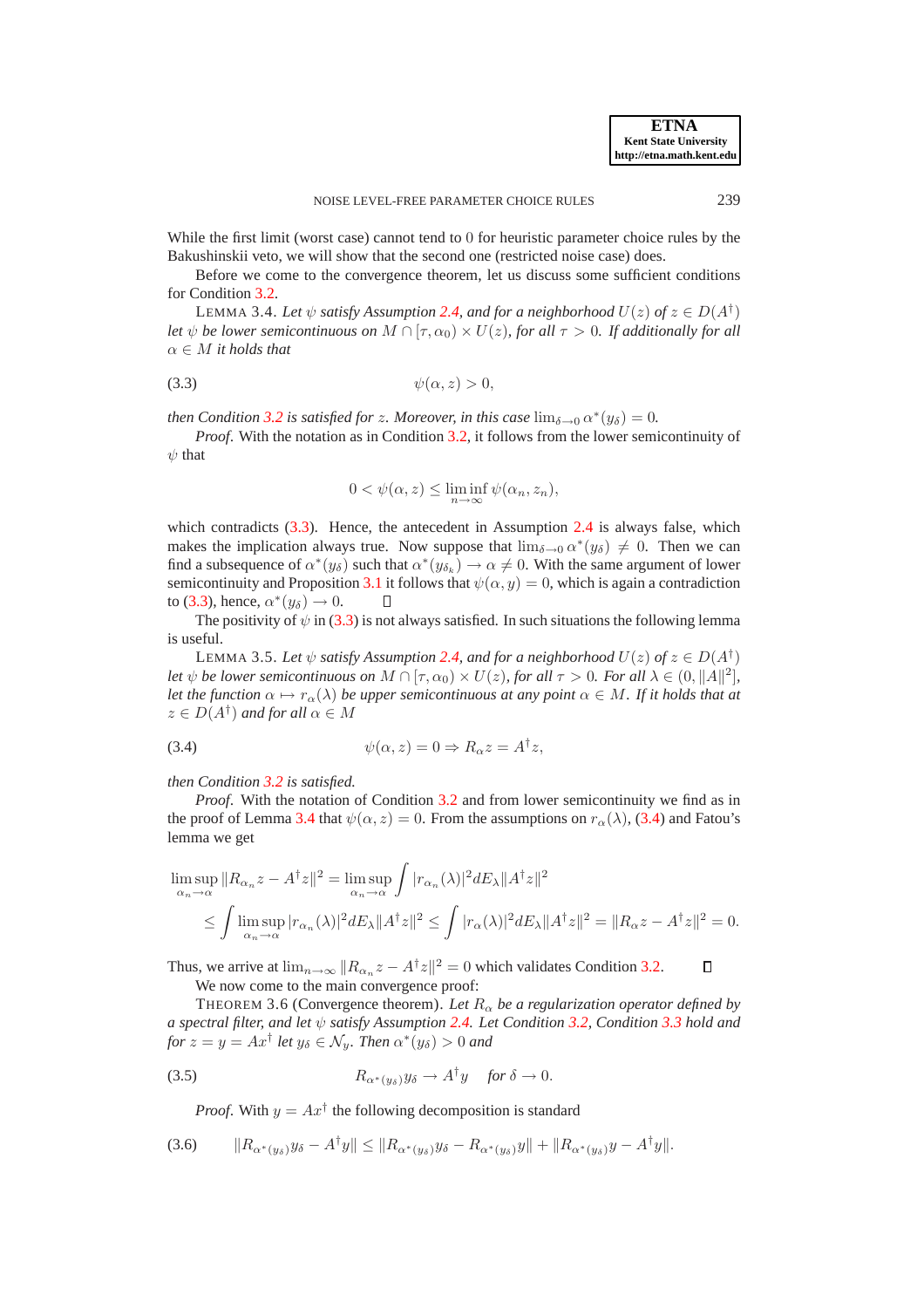While the first limit (worst case) cannot tend to 0 for heuristic parameter choice rules by the Bakushinskii veto, we will show that the second one (restricted noise case) does.

Before we come to the convergence theorem, let us discuss some sufficient conditions for Condition 3.2.

LEMMA 3.4. *Let $\psi$ satisfy Assumption 2.4, and for a neighborhood $U(z)$ of $z \in D(A^\dagger)$ let $\psi$ be lower semicontinuous on $M \cap [\tau, \alpha_0) \times U(z)$, for all $\tau > 0$. If additionally for all $\alpha \in M$ it holds that*

$$\psi(\alpha, z) > 0, \tag{3.3}$$

*then Condition 3.2 is satisfied for $z$. Moreover, in this case $\lim_{\delta \to 0} \alpha^*(y_\delta) = 0$.*

*Proof*. With the notation as in Condition 3.2, it follows from the lower semicontinuity of $\psi$ that

$$0 < \psi(\alpha, z) \leq \liminf_{n \to \infty} \psi(\alpha_n, z_n),$$

which contradicts (3.3). Hence, the antecedent in Assumption 2.4 is always false, which makes the implication always true. Now suppose that $\lim_{\delta \to 0} \alpha^*(y_\delta) \neq 0$. Then we can find a subsequence of $\alpha^*(y_\delta)$ such that $\alpha^*(y_{\delta_k}) \to \alpha \neq 0$. With the same argument of lower semicontinuity and Proposition 3.1 it follows that $\psi(\alpha, y) = 0$, which is again a contradiction to (3.3), hence, $\alpha^*(y_\delta) \to 0$. □

The positivity of $\psi$ in (3.3) is not always satisfied. In such situations the following lemma is useful.

LEMMA 3.5. *Let $\psi$ satisfy Assumption 2.4, and for a neighborhood $U(z)$ of $z \in D(A^\dagger)$ let $\psi$ be lower semicontinuous on $M \cap [\tau, \alpha_0) \times U(z)$, for all $\tau > 0$. For all $\lambda \in (0, \|A\|^2]$, let the function $\alpha \mapsto r_\alpha(\lambda)$ be upper semicontinuous at any point $\alpha \in M$. If it holds that at $z \in D(A^\dagger)$ and for all $\alpha \in M$*

$$\psi(\alpha, z) = 0 \Rightarrow R_\alpha z = A^\dagger z, \tag{3.4}$$

*then Condition 3.2 is satisfied.*

*Proof*. With the notation of Condition 3.2 and from lower semicontinuity we find as in the proof of Lemma 3.4 that $\psi(\alpha, z) = 0$. From the assumptions on $r_\alpha(\lambda)$, (3.4) and Fatou's lemma we get

$$\begin{aligned}
\limsup_{\alpha_n \to \alpha} \|R_{\alpha_n} z - A^\dagger z\|^2 &= \limsup_{\alpha_n \to \alpha} \int |r_{\alpha_n}(\lambda)|^2 dE_\lambda \|A^\dagger z\|^2 \\
&\leq \int \limsup_{\alpha_n \to \alpha} |r_{\alpha_n}(\lambda)|^2 dE_\lambda \|A^\dagger z\|^2 \leq \int |r_\alpha(\lambda)|^2 dE_\lambda \|A^\dagger z\|^2 = \|R_\alpha z - A^\dagger z\|^2 = 0.
\end{aligned}$$

Thus, we arrive at $\lim_{n \to \infty} \|R_{\alpha_n} z - A^\dagger z\|^2 = 0$ which validates Condition 3.2. □

We now come to the main convergence proof:

THEOREM 3.6 (Convergence theorem). *Let $R_\alpha$ be a regularization operator defined by a spectral filter, and let $\psi$ satisfy Assumption 2.4. Let Condition 3.2, Condition 3.3 hold and for $z = y = Ax^\dagger$ let $y_\delta \in \mathcal{N}_y$. Then $\alpha^*(y_\delta) > 0$ and*

$$R_{\alpha^*(y_\delta)} y_\delta \to A^\dagger y \quad \text{for } \delta \to 0. \tag{3.5}$$

*Proof*. With $y = Ax^\dagger$ the following decomposition is standard

$$\|R_{\alpha^*(y_\delta)} y_\delta - A^\dagger y\| \leq \|R_{\alpha^*(y_\delta)} y_\delta - R_{\alpha^*(y_\delta)} y\| + \|R_{\alpha^*(y_\delta)} y - A^\dagger y\|. \tag{3.6}$$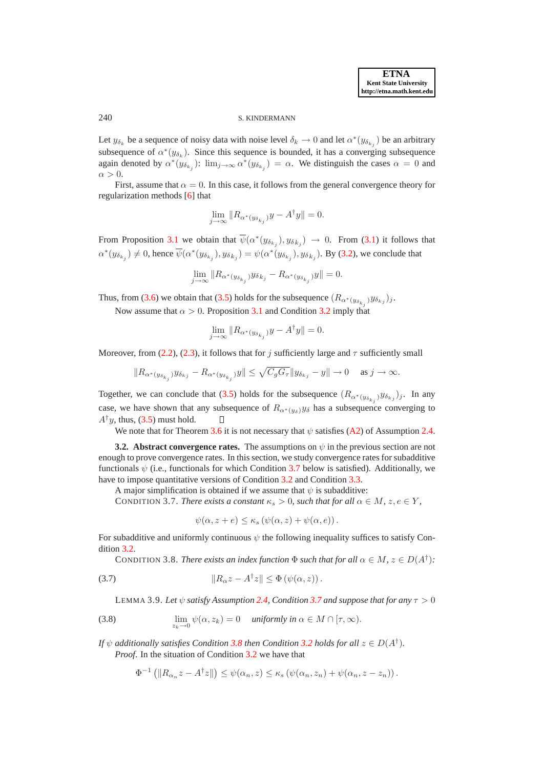Let $y_{\delta_k}$ be a sequence of noisy data with noise level $\delta_k \to 0$ and let $\alpha^*(y_{\delta_{k_j}})$ be an arbitrary subsequence of $\alpha^*(y_{\delta_k})$. Since this sequence is bounded, it has a converging subsequence again denoted by $\alpha^*(y_{\delta_{k_j}})$: $\lim_{j\to\infty} \alpha^*(y_{\delta_{k_j}}) = \alpha$. We distinguish the cases $\alpha = 0$ and $\alpha > 0$.

First, assume that $\alpha = 0$. In this case, it follows from the general convergence theory for regularization methods [6] that

$$\lim_{j\to\infty} \|R_{\alpha^*(y_{\delta_{k_j}})} y - A^\dagger y\| = 0.$$

From Proposition 3.1 we obtain that $\overline{\psi}(\alpha^*(y_{\delta_{k_j}}), y_{\delta_{k_j}}) \to 0$. From (3.1) it follows that $\alpha^*(y_{\delta_{k_j}}) \neq 0$, hence $\overline{\psi}(\alpha^*(y_{\delta_{k_j}}), y_{\delta_{k_j}}) = \psi(\alpha^*(y_{\delta_{k_j}}), y_{\delta_{k_j}})$. By (3.2), we conclude that

$$\lim_{j\to\infty} \|R_{\alpha^*(y_{\delta_{k_j}})} y_{\delta_{k_j}} - R_{\alpha^*(y_{\delta_{k_j}})} y\| = 0.$$

Thus, from (3.6) we obtain that (3.5) holds for the subsequence $(R_{\alpha^*(y_{\delta_{k_j}})} y_{\delta_{k_j}})_j$.

Now assume that $\alpha > 0$. Proposition 3.1 and Condition 3.2 imply that

$$\lim_{j\to\infty} \|R_{\alpha^*(y_{\delta_{k_j}})} y - A^\dagger y\| = 0.$$

Moreover, from (2.2), (2.3), it follows that for $j$ sufficiently large and $\tau$ sufficiently small

$$\|R_{\alpha^*(y_{\delta_{k_j}})} y_{\delta_{k_j}} - R_{\alpha^*(y_{\delta_{k_j}})} y\| \leq \sqrt{C_g G_\tau} \|y_{\delta_{k_j}} - y\| \to 0 \quad \text{as } j \to \infty.$$

Together, we can conclude that (3.5) holds for the subsequence $(R_{\alpha^*(y_{\delta_{k_j}})} y_{\delta_{k_j}})_j$. In any case, we have shown that any subsequence of $R_{\alpha^*(y_\delta)} y_\delta$ has a subsequence converging to $A^\dagger y$, thus, (3.5) must hold. $\square$

We note that for Theorem 3.6 it is not necessary that $\psi$ satisfies (A2) of Assumption 2.4.

**3.2. Abstract convergence rates.** The assumptions on $\psi$ in the previous section are not enough to prove convergence rates. In this section, we study convergence rates for subadditive functionals $\psi$ (i.e., functionals for which Condition 3.7 below is satisfied). Additionally, we have to impose quantitative versions of Condition 3.2 and Condition 3.3.

A major simplification is obtained if we assume that $\psi$ is subadditive:

CONDITION 3.7. *There exists a constant $\kappa_s > 0$, such that for all $\alpha \in M$, $z, e \in Y$,*

$$\psi(\alpha, z + e) \leq \kappa_s \left(\psi(\alpha, z) + \psi(\alpha, e)\right).$$

For subadditive and uniformly continuous $\psi$ the following inequality suffices to satisfy Condition 3.2.

CONDITION 3.8. *There exists an index function $\Phi$ such that for all $\alpha \in M$, $z \in D(A^\dagger)$:*

$$\|R_\alpha z - A^\dagger z\| \leq \Phi\left(\psi(\alpha, z)\right). \tag{3.7}$$

LEMMA 3.9. *Let $\psi$ satisfy Assumption 2.4, Condition 3.7 and suppose that for any $\tau > 0$*

$$\lim_{z_k \to 0} \psi(\alpha, z_k) = 0 \quad \text{uniformly in } \alpha \in M \cap [\tau, \infty). \tag{3.8}$$

*If $\psi$ additionally satisfies Condition 3.8 then Condition 3.2 holds for all $z \in D(A^\dagger)$.*

*Proof.* In the situation of Condition 3.2 we have that

$$\Phi^{-1}\left(\|R_{\alpha_n} z - A^\dagger z\|\right) \leq \psi(\alpha_n, z) \leq \kappa_s \left(\psi(\alpha_n, z_n) + \psi(\alpha_n, z - z_n)\right).$$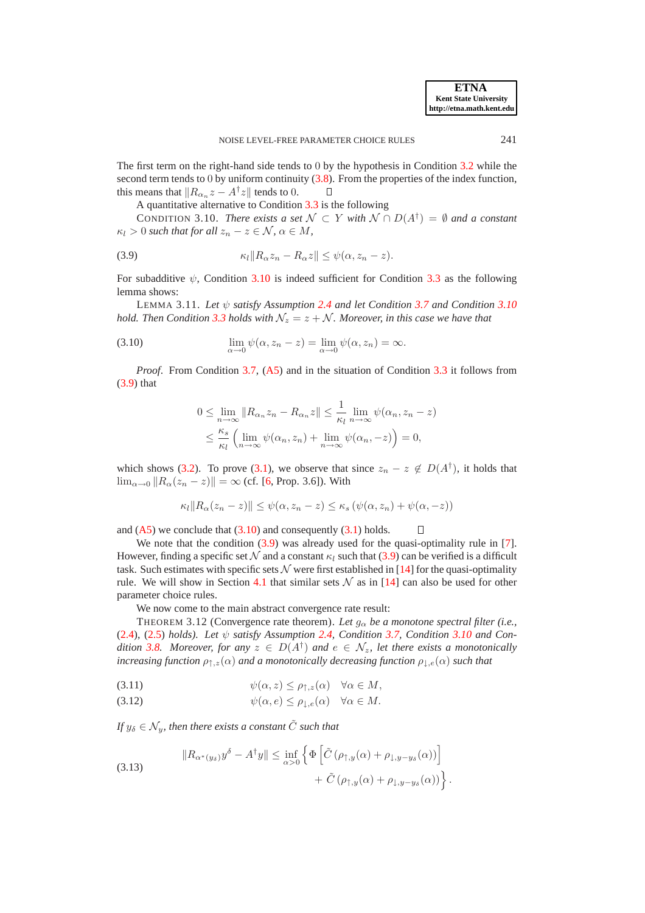The first term on the right-hand side tends to 0 by the hypothesis in Condition 3.2 while the second term tends to 0 by uniform continuity (3.8). From the properties of the index function, this means that $\|R_{\alpha_n} z - A^\dagger z\|$ tends to 0. ◻

A quantitative alternative to Condition 3.3 is the following

CONDITION 3.10. *There exists a set $\mathcal{N} \subset Y$ with $\mathcal{N} \cap D(A^\dagger) = \emptyset$ and a constant $\kappa_l > 0$ such that for all $z_n - z \in \mathcal{N}$, $\alpha \in M$,*

$$\kappa_l \|R_\alpha z_n - R_\alpha z\| \leq \psi(\alpha, z_n - z). \tag{3.9}$$

For subadditive $\psi$, Condition 3.10 is indeed sufficient for Condition 3.3 as the following lemma shows:

LEMMA 3.11. *Let $\psi$ satisfy Assumption 2.4 and let Condition 3.7 and Condition 3.10 hold. Then Condition 3.3 holds with $\mathcal{N}_z = z + \mathcal{N}$. Moreover, in this case we have that*

$$\lim_{\alpha \to 0} \psi(\alpha, z_n - z) = \lim_{\alpha \to 0} \psi(\alpha, z_n) = \infty. \tag{3.10}$$

*Proof*. From Condition 3.7, (A5) and in the situation of Condition 3.3 it follows from (3.9) that

$$\begin{aligned}
0 \leq \lim_{n\to\infty} \|R_{\alpha_n} z_n - R_{\alpha_n} z\| &\leq \frac{1}{\kappa_l} \lim_{n\to\infty} \psi(\alpha_n, z_n - z) \\
&\leq \frac{\kappa_s}{\kappa_l} \left( \lim_{n\to\infty} \psi(\alpha_n, z_n) + \lim_{n\to\infty} \psi(\alpha_n, -z) \right) = 0,
\end{aligned}$$

which shows (3.2). To prove (3.1), we observe that since $z_n - z \notin D(A^\dagger)$, it holds that $\lim_{\alpha\to 0} \|R_\alpha(z_n - z)\| = \infty$ (cf. [6, Prop. 3.6]). With

$$\kappa_l \|R_\alpha(z_n - z)\| \leq \psi(\alpha, z_n - z) \leq \kappa_s \left(\psi(\alpha, z_n) + \psi(\alpha, -z)\right)$$

and (A5) we conclude that (3.10) and consequently (3.1) holds. ◻

We note that the condition (3.9) was already used for the quasi-optimality rule in [7]. However, finding a specific set $\mathcal{N}$ and a constant $\kappa_l$ such that (3.9) can be verified is a difficult task. Such estimates with specific sets $\mathcal{N}$ were first established in [14] for the quasi-optimality rule. We will show in Section 4.1 that similar sets $\mathcal{N}$ as in [14] can also be used for other parameter choice rules.

We now come to the main abstract convergence rate result:

THEOREM 3.12 (Convergence rate theorem). *Let $g_\alpha$ be a monotone spectral filter (i.e., (2.4), (2.5) holds). Let $\psi$ satisfy Assumption 2.4, Condition 3.7, Condition 3.10 and Condition 3.8. Moreover, for any $z \in D(A^\dagger)$ and $e \in \mathcal{N}_z$, let there exists a monotonically increasing function $\rho_{\uparrow,z}(\alpha)$ and a monotonically decreasing function $\rho_{\downarrow,e}(\alpha)$ such that*

$$\psi(\alpha, z) \leq \rho_{\uparrow,z}(\alpha) \quad \forall \alpha \in M, \tag{3.11}$$

$$\psi(\alpha, e) \leq \rho_{\downarrow,e}(\alpha) \quad \forall \alpha \in M. \tag{3.12}$$

*If $y_\delta \in \mathcal{N}_y$, then there exists a constant $\tilde{C}$ such that*

$$\begin{aligned}
\|R_{\alpha^*(y_\delta)} y^\delta - A^\dagger y\| \leq \inf_{\alpha > 0} \Big\{ &\Phi\left[\tilde{C}\left(\rho_{\uparrow,y}(\alpha) + \rho_{\downarrow,y-y_\delta}(\alpha)\right)\right] \\
&+ \tilde{C}\left(\rho_{\uparrow,y}(\alpha) + \rho_{\downarrow,y-y_\delta}(\alpha)\right)\Big\}.
\end{aligned} \tag{3.13}$$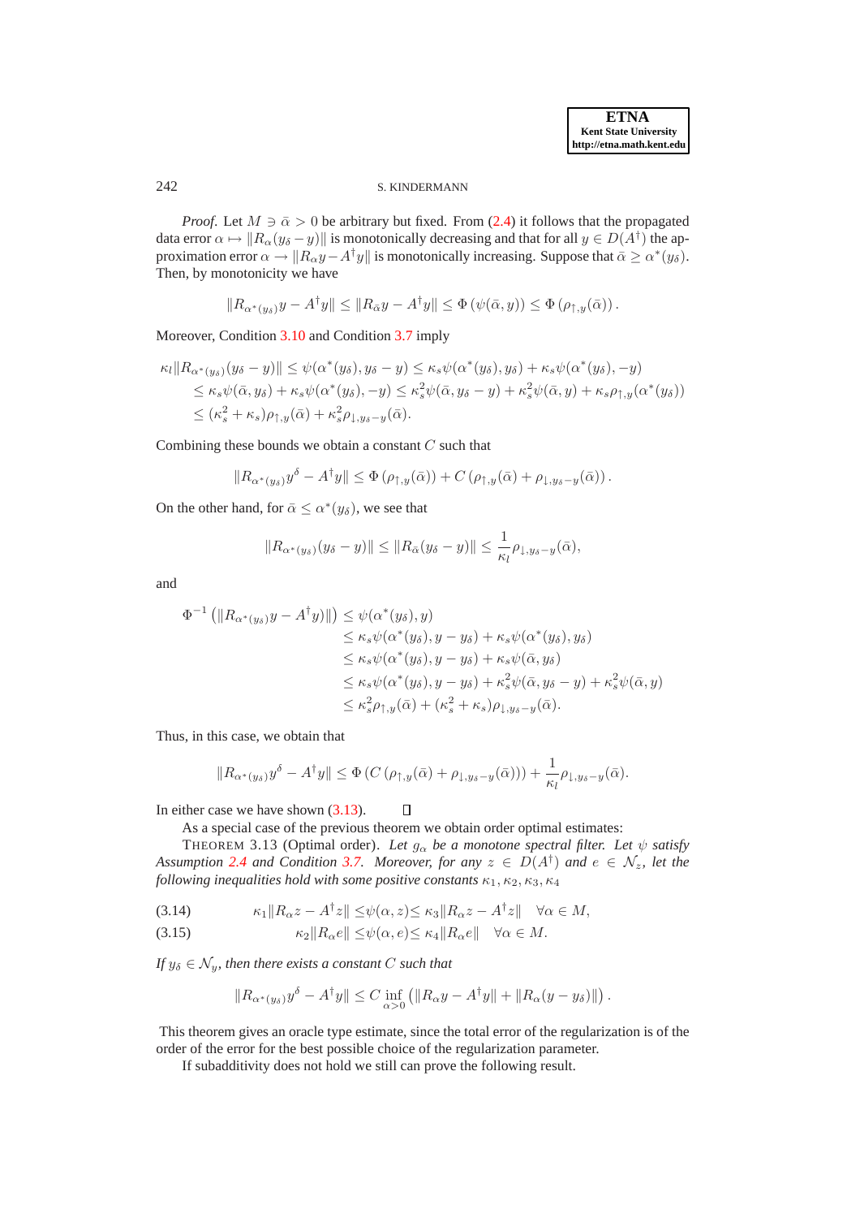*Proof.* Let $M \ni \bar{\alpha} > 0$ be arbitrary but fixed. From (2.4) it follows that the propagated data error $\alpha \mapsto \|R_\alpha(y_\delta - y)\|$ is monotonically decreasing and that for all $y \in D(A^\dagger)$ the approximation error $\alpha \to \|R_\alpha y - A^\dagger y\|$ is monotonically increasing. Suppose that $\bar{\alpha} \geq \alpha^*(y_\delta)$. Then, by monotonicity we have

$$\|R_{\alpha^*(y_\delta)} y - A^\dagger y\| \leq \|R_{\bar{\alpha}} y - A^\dagger y\| \leq \Phi\left(\psi(\bar{\alpha}, y)\right) \leq \Phi\left(\rho_{\uparrow,y}(\bar{\alpha})\right).$$

Moreover, Condition 3.10 and Condition 3.7 imply

$$\begin{aligned}
\kappa_l \|R_{\alpha^*(y_\delta)}(y_\delta - y)\| &\leq \psi(\alpha^*(y_\delta), y_\delta - y) \leq \kappa_s \psi(\alpha^*(y_\delta), y_\delta) + \kappa_s \psi(\alpha^*(y_\delta), -y) \\
&\leq \kappa_s \psi(\bar{\alpha}, y_\delta) + \kappa_s \psi(\alpha^*(y_\delta), -y) \leq \kappa_s^2 \psi(\bar{\alpha}, y_\delta - y) + \kappa_s^2 \psi(\bar{\alpha}, y) + \kappa_s \rho_{\uparrow,y}(\alpha^*(y_\delta)) \\
&\leq (\kappa_s^2 + \kappa_s)\rho_{\uparrow,y}(\bar{\alpha}) + \kappa_s^2 \rho_{\downarrow, y_\delta - y}(\bar{\alpha}).
\end{aligned}$$

Combining these bounds we obtain a constant $C$ such that

$$\|R_{\alpha^*(y_\delta)} y^\delta - A^\dagger y\| \leq \Phi\left(\rho_{\uparrow,y}(\bar{\alpha})\right) + C\left(\rho_{\uparrow,y}(\bar{\alpha}) + \rho_{\downarrow, y_\delta - y}(\bar{\alpha})\right).$$

On the other hand, for $\bar{\alpha} \leq \alpha^*(y_\delta)$, we see that

$$\|R_{\alpha^*(y_\delta)}(y_\delta - y)\| \leq \|R_{\bar{\alpha}}(y_\delta - y)\| \leq \frac{1}{\kappa_l} \rho_{\downarrow, y_\delta - y}(\bar{\alpha}),$$

and

$$\begin{aligned}
\Phi^{-1}\left(\|R_{\alpha^*(y_\delta)} y - A^\dagger y\|\right) &\leq \psi(\alpha^*(y_\delta), y) \\
&\leq \kappa_s \psi(\alpha^*(y_\delta), y - y_\delta) + \kappa_s \psi(\alpha^*(y_\delta), y_\delta) \\
&\leq \kappa_s \psi(\alpha^*(y_\delta), y - y_\delta) + \kappa_s \psi(\bar{\alpha}, y_\delta) \\
&\leq \kappa_s \psi(\alpha^*(y_\delta), y - y_\delta) + \kappa_s^2 \psi(\bar{\alpha}, y_\delta - y) + \kappa_s^2 \psi(\bar{\alpha}, y) \\
&\leq \kappa_s^2 \rho_{\uparrow,y}(\bar{\alpha}) + (\kappa_s^2 + \kappa_s)\rho_{\downarrow, y_\delta - y}(\bar{\alpha}).
\end{aligned}$$

Thus, in this case, we obtain that

$$\|R_{\alpha^*(y_\delta)} y^\delta - A^\dagger y\| \leq \Phi\left(C\left(\rho_{\uparrow,y}(\bar{\alpha}) + \rho_{\downarrow, y_\delta - y}(\bar{\alpha})\right)\right) + \frac{1}{\kappa_l} \rho_{\downarrow, y_\delta - y}(\bar{\alpha}).$$

In either case we have shown (3.13). $\square$

As a special case of the previous theorem we obtain order optimal estimates:

THEOREM 3.13 (Optimal order). *Let $g_\alpha$ be a monotone spectral filter. Let $\psi$ satisfy Assumption 2.4 and Condition 3.7. Moreover, for any $z \in D(A^\dagger)$ and $e \in \mathcal{N}_z$, let the following inequalities hold with some positive constants $\kappa_1, \kappa_2, \kappa_3, \kappa_4$*

$$\kappa_1 \|R_\alpha z - A^\dagger z\| \leq \psi(\alpha, z) \leq \kappa_3 \|R_\alpha z - A^\dagger z\| \quad \forall \alpha \in M, \tag{3.14}$$

$$\kappa_2 \|R_\alpha e\| \leq \psi(\alpha, e) \leq \kappa_4 \|R_\alpha e\| \quad \forall \alpha \in M. \tag{3.15}$$

*If $y_\delta \in \mathcal{N}_y$, then there exists a constant $C$ such that*

$$\|R_{\alpha^*(y_\delta)} y^\delta - A^\dagger y\| \leq C \inf_{\alpha > 0} \left(\|R_\alpha y - A^\dagger y\| + \|R_\alpha(y - y_\delta)\|\right).$$

This theorem gives an oracle type estimate, since the total error of the regularization is of the order of the error for the best possible choice of the regularization parameter.

If subadditivity does not hold we still can prove the following result.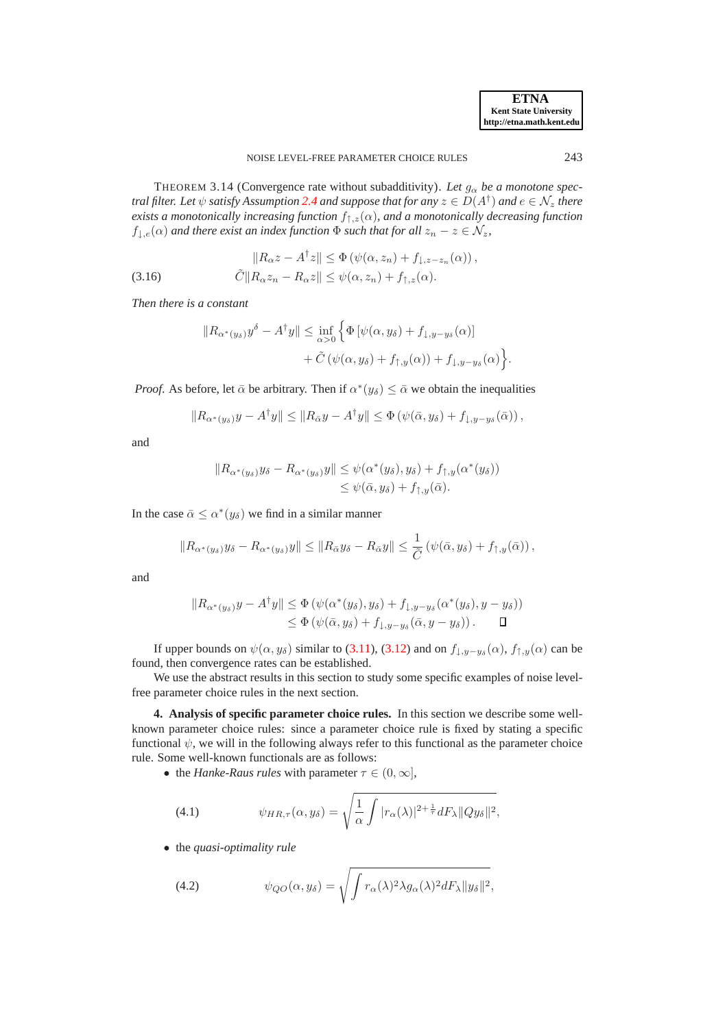THEOREM 3.14 (Convergence rate without subadditivity). *Let $g_\alpha$ be a monotone spectral filter. Let $\psi$ satisfy Assumption 2.4 and suppose that for any $z \in D(A^\dagger)$ and $e \in \mathcal{N}_z$ there exists a monotonically increasing function $f_{\uparrow,z}(\alpha)$, and a monotonically decreasing function $f_{\downarrow,e}(\alpha)$ and there exist an index function $\Phi$ such that for all $z_n - z \in \mathcal{N}_z$,*

$$
\begin{aligned}
\|R_\alpha z - A^\dagger z\| &\leq \Phi\left(\psi(\alpha, z_n) + f_{\downarrow, z-z_n}(\alpha)\right), \\
\tilde{C}\|R_\alpha z_n - R_\alpha z\| &\leq \psi(\alpha, z_n) + f_{\uparrow,z}(\alpha).
\end{aligned}
\tag{3.16}
$$

*Then there is a constant*

$$
\begin{aligned}
\|R_{\alpha^*(y_\delta)} y^\delta - A^\dagger y\| \leq \inf_{\alpha > 0} \Big\{ &\Phi\left[\psi(\alpha, y_\delta) + f_{\downarrow, y-y_\delta}(\alpha)\right] \\
&+ \tilde{C}\left(\psi(\alpha, y_\delta) + f_{\uparrow,y}(\alpha)\right) + f_{\downarrow, y-y_\delta}(\alpha) \Big\}.
\end{aligned}
$$

*Proof.* As before, let $\bar{\alpha}$ be arbitrary. Then if $\alpha^*(y_\delta) \leq \bar{\alpha}$ we obtain the inequalities

$$
\|R_{\alpha^*(y_\delta)} y - A^\dagger y\| \leq \|R_{\bar{\alpha}} y - A^\dagger y\| \leq \Phi\left(\psi(\bar{\alpha}, y_\delta) + f_{\downarrow, y-y_\delta}(\bar{\alpha})\right),
$$

and

$$
\begin{aligned}
\|R_{\alpha^*(y_\delta)} y_\delta - R_{\alpha^*(y_\delta)} y\| &\leq \psi(\alpha^*(y_\delta), y_\delta) + f_{\uparrow,y}(\alpha^*(y_\delta)) \\
&\leq \psi(\bar{\alpha}, y_\delta) + f_{\uparrow,y}(\bar{\alpha}).
\end{aligned}
$$

In the case $\bar{\alpha} \leq \alpha^*(y_\delta)$ we find in a similar manner

$$
\|R_{\alpha^*(y_\delta)} y_\delta - R_{\alpha^*(y_\delta)} y\| \leq \|R_{\bar{\alpha}} y_\delta - R_{\bar{\alpha}} y\| \leq \frac{1}{\tilde{C}}\left(\psi(\bar{\alpha}, y_\delta) + f_{\uparrow,y}(\bar{\alpha})\right),
$$

and

$$
\begin{aligned}
\|R_{\alpha^*(y_\delta)} y - A^\dagger y\| &\leq \Phi\left(\psi(\alpha^*(y_\delta), y_\delta) + f_{\downarrow, y-y_\delta}(\alpha^*(y_\delta), y - y_\delta)\right) \\
&\leq \Phi\left(\psi(\bar{\alpha}, y_\delta) + f_{\downarrow, y-y_\delta}(\bar{\alpha}, y - y_\delta)\right). \qquad \square
\end{aligned}
$$

If upper bounds on $\psi(\alpha, y_\delta)$ similar to (3.11), (3.12) and on $f_{\downarrow, y-y_\delta}(\alpha)$, $f_{\uparrow,y}(\alpha)$ can be found, then convergence rates can be established.

We use the abstract results in this section to study some specific examples of noise level-free parameter choice rules in the next section.

**4. Analysis of specific parameter choice rules.** In this section we describe some well-known parameter choice rules: since a parameter choice rule is fixed by stating a specific functional $\psi$, we will in the following always refer to this functional as the parameter choice rule. Some well-known functionals are as follows:

- the *Hanke-Raus rules* with parameter $\tau \in (0, \infty]$,

$$
\psi_{HR,\tau}(\alpha, y_\delta) = \sqrt{\frac{1}{\alpha} \int |r_\alpha(\lambda)|^{2+\frac{1}{\tau}} dF_\lambda \|Qy_\delta\|^2},
\tag{4.1}
$$

- the *quasi-optimality rule*

$$
\psi_{QO}(\alpha, y_\delta) = \sqrt{\int r_\alpha(\lambda)^2 \lambda g_\alpha(\lambda)^2 dF_\lambda \|y_\delta\|^2},
\tag{4.2}
$$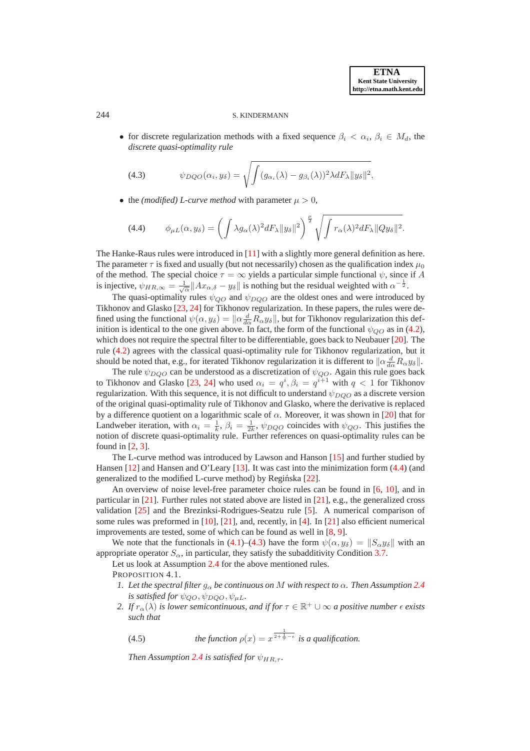- for discrete regularization methods with a fixed sequence $\beta_i < \alpha_i$, $\beta_i \in M_d$, the *discrete quasi-optimality rule*

$$\psi_{DQO}(\alpha_i, y_\delta) = \sqrt{\int (g_{\alpha_i}(\lambda) - g_{\beta_i}(\lambda))^2 \lambda dF_\lambda \|y_\delta\|^2}, \tag{4.3}$$

- the *(modified) L-curve method* with parameter $\mu > 0$,

$$\phi_{\mu L}(\alpha, y_\delta) = \left(\int \lambda g_\alpha(\lambda)^2 dF_\lambda \|y_\delta\|^2\right)^{\frac{\mu}{2}} \sqrt{\int r_\alpha(\lambda)^2 dF_\lambda \|Qy_\delta\|^2}. \tag{4.4}$$

The Hanke-Raus rules were introduced in [11] with a slightly more general definition as here. The parameter $\tau$ is fixed and usually (but not necessarily) chosen as the qualification index $\mu_0$ of the method. The special choice $\tau = \infty$ yields a particular simple functional $\psi$, since if $A$ is injective, $\psi_{HR,\infty} = \frac{1}{\sqrt{\alpha}}\|Ax_{\alpha,\delta} - y_\delta\|$ is nothing but the residual weighted with $\alpha^{-\frac{1}{2}}$.

The quasi-optimality rules $\psi_{QO}$ and $\psi_{DQO}$ are the oldest ones and were introduced by Tikhonov and Glasko [23, 24] for Tikhonov regularization. In these papers, the rules were defined using the functional $\psi(\alpha, y_\delta) = \|\alpha \frac{d}{d\alpha} R_\alpha y_\delta\|$, but for Tikhonov regularization this definition is identical to the one given above. In fact, the form of the functional $\psi_{QO}$ as in (4.2), which does not require the spectral filter to be differentiable, goes back to Neubauer [20]. The rule (4.2) agrees with the classical quasi-optimality rule for Tikhonov regularization, but it should be noted that, e.g., for iterated Tikhonov regularization it is different to $\|\alpha \frac{d}{d\alpha} R_\alpha y_\delta\|$.

The rule $\psi_{DQO}$ can be understood as a discretization of $\psi_{QO}$. Again this rule goes back to Tikhonov and Glasko [23, 24] who used $\alpha_i = q^i, \beta_i = q^{i+1}$ with $q < 1$ for Tikhonov regularization. With this sequence, it is not difficult to understand $\psi_{DQO}$ as a discrete version of the original quasi-optimality rule of Tikhonov and Glasko, where the derivative is replaced by a difference quotient on a logarithmic scale of $\alpha$. Moreover, it was shown in [20] that for Landweber iteration, with $\alpha_i = \frac{1}{k}$, $\beta_i = \frac{1}{2k}$, $\psi_{DQO}$ coincides with $\psi_{QO}$. This justifies the notion of discrete quasi-optimality rule. Further references on quasi-optimality rules can be found in [2, 3].

The L-curve method was introduced by Lawson and Hanson [15] and further studied by Hansen [12] and Hansen and O'Leary [13]. It was cast into the minimization form (4.4) (and generalized to the modified L-curve method) by Regińska [22].

An overview of noise level-free parameter choice rules can be found in [6, 10], and in particular in [21]. Further rules not stated above are listed in [21], e.g., the generalized cross validation [25] and the Brezinksi-Rodrigues-Seatzu rule [5]. A numerical comparison of some rules was preformed in [10], [21], and, recently, in [4]. In [21] also efficient numerical improvements are tested, some of which can be found as well in [8, 9].

We note that the functionals in (4.1)–(4.3) have the form $\psi(\alpha, y_\delta) = \|S_\alpha y_\delta\|$ with an appropriate operator $S_\alpha$, in particular, they satisfy the subadditivity Condition 3.7.

Let us look at Assumption 2.4 for the above mentioned rules.

PROPOSITION 4.1.

1. *Let the spectral filter $g_\alpha$ be continuous on $M$ with respect to $\alpha$. Then Assumption 2.4 is satisfied for $\psi_{QO}, \psi_{DQO}, \psi_{\mu L}$.*
2. *If $r_\alpha(\lambda)$ is lower semicontinuous, and if for $\tau \in \mathbb{R}^+ \cup \infty$ a positive number $\epsilon$ exists such that*

$$\text{the function } \rho(x) = x^{\frac{1}{2+\frac{1}{\tau}-\epsilon}} \text{ is a qualification.} \tag{4.5}$$

*Then Assumption 2.4 is satisfied for $\psi_{HR,\tau}$.*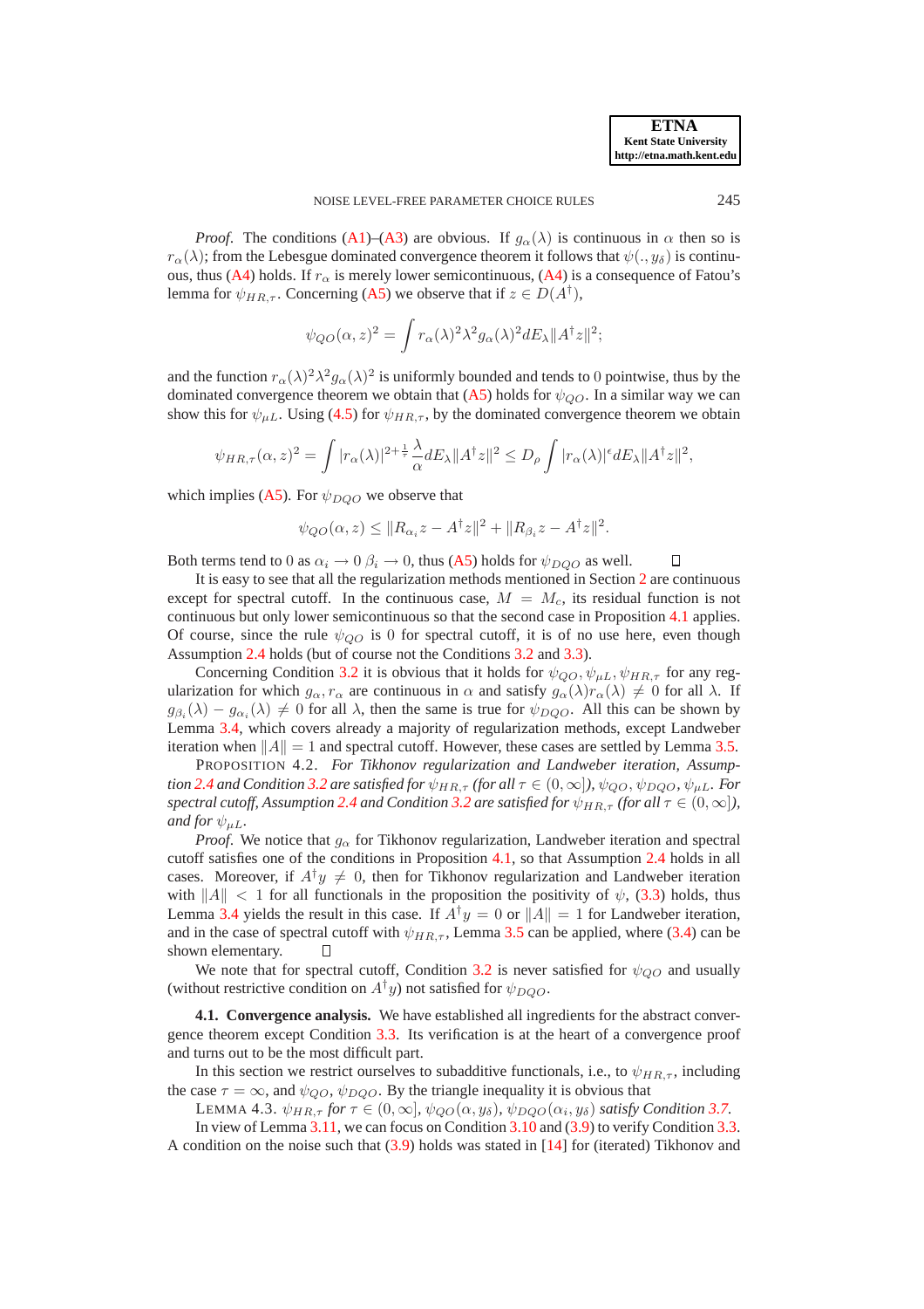*Proof*. The conditions (A1)–(A3) are obvious. If $g_\alpha(\lambda)$ is continuous in $\alpha$ then so is $r_\alpha(\lambda)$; from the Lebesgue dominated convergence theorem it follows that $\psi(.,y_\delta)$ is continuous, thus (A4) holds. If $r_\alpha$ is merely lower semicontinuous, (A4) is a consequence of Fatou's lemma for $\psi_{HR,\tau}$. Concerning (A5) we observe that if $z \in D(A^\dagger)$,

$$\psi_{QO}(\alpha, z)^2 = \int r_\alpha(\lambda)^2 \lambda^2 g_\alpha(\lambda)^2 dE_\lambda \|A^\dagger z\|^2;$$

and the function $r_\alpha(\lambda)^2\lambda^2 g_\alpha(\lambda)^2$ is uniformly bounded and tends to $0$ pointwise, thus by the dominated convergence theorem we obtain that (A5) holds for $\psi_{QO}$. In a similar way we can show this for $\psi_{\mu L}$. Using (4.5) for $\psi_{HR,\tau}$, by the dominated convergence theorem we obtain

$$\psi_{HR,\tau}(\alpha, z)^2 = \int |r_\alpha(\lambda)|^{2+\frac{1}{\tau}} \frac{\lambda}{\alpha} dE_\lambda \|A^\dagger z\|^2 \leq D_\rho \int |r_\alpha(\lambda)|^\epsilon dE_\lambda \|A^\dagger z\|^2,$$

which implies (A5). For $\psi_{DQO}$ we observe that

$$\psi_{QO}(\alpha, z) \leq \|R_{\alpha_i} z - A^\dagger z\|^2 + \|R_{\beta_i} z - A^\dagger z\|^2.$$

Both terms tend to $0$ as $\alpha_i \to 0$ $\beta_i \to 0$, thus (A5) holds for $\psi_{DQO}$ as well. □

It is easy to see that all the regularization methods mentioned in Section 2 are continuous except for spectral cutoff. In the continuous case, $M = M_c$, its residual function is not continuous but only lower semicontinuous so that the second case in Proposition 4.1 applies. Of course, since the rule $\psi_{QO}$ is $0$ for spectral cutoff, it is of no use here, even though Assumption 2.4 holds (but of course not the Conditions 3.2 and 3.3).

Concerning Condition 3.2 it is obvious that it holds for $\psi_{QO}, \psi_{\mu L}, \psi_{HR,\tau}$ for any regularization for which $g_\alpha, r_\alpha$ are continuous in $\alpha$ and satisfy $g_\alpha(\lambda) r_\alpha(\lambda) \neq 0$ for all $\lambda$. If $g_{\beta_i}(\lambda) - g_{\alpha_i}(\lambda) \neq 0$ for all $\lambda$, then the same is true for $\psi_{DQO}$. All this can be shown by Lemma 3.4, which covers already a majority of regularization methods, except Landweber iteration when $\|A\| = 1$ and spectral cutoff. However, these cases are settled by Lemma 3.5.

PROPOSITION 4.2. *For Tikhonov regularization and Landweber iteration, Assumption 2.4 and Condition 3.2 are satisfied for $\psi_{HR,\tau}$ (for all $\tau \in (0,\infty]$), $\psi_{QO}, \psi_{DQO}, \psi_{\mu L}$. For spectral cutoff, Assumption 2.4 and Condition 3.2 are satisfied for $\psi_{HR,\tau}$ (for all $\tau \in (0,\infty]$), and for $\psi_{\mu L}$.*

*Proof*. We notice that $g_\alpha$ for Tikhonov regularization, Landweber iteration and spectral cutoff satisfies one of the conditions in Proposition 4.1, so that Assumption 2.4 holds in all cases. Moreover, if $A^\dagger y \neq 0$, then for Tikhonov regularization and Landweber iteration with $\|A\| < 1$ for all functionals in the proposition the positivity of $\psi$, (3.3) holds, thus Lemma 3.4 yields the result in this case. If $A^\dagger y = 0$ or $\|A\| = 1$ for Landweber iteration, and in the case of spectral cutoff with $\psi_{HR,\tau}$, Lemma 3.5 can be applied, where (3.4) can be shown elementary. □

We note that for spectral cutoff, Condition 3.2 is never satisfied for $\psi_{QO}$ and usually (without restrictive condition on $A^\dagger y$) not satisfied for $\psi_{DQO}$.

**4.1. Convergence analysis.** We have established all ingredients for the abstract convergence theorem except Condition 3.3. Its verification is at the heart of a convergence proof and turns out to be the most difficult part.

In this section we restrict ourselves to subadditive functionals, i.e., to $\psi_{HR,\tau}$, including the case $\tau = \infty$, and $\psi_{QO}$, $\psi_{DQO}$. By the triangle inequality it is obvious that

LEMMA 4.3. *$\psi_{HR,\tau}$ for $\tau \in (0,\infty]$, $\psi_{QO}(\alpha, y_\delta)$, $\psi_{DQO}(\alpha_i, y_\delta)$ satisfy Condition 3.7.*

In view of Lemma 3.11, we can focus on Condition 3.10 and (3.9) to verify Condition 3.3. A condition on the noise such that (3.9) holds was stated in [14] for (iterated) Tikhonov and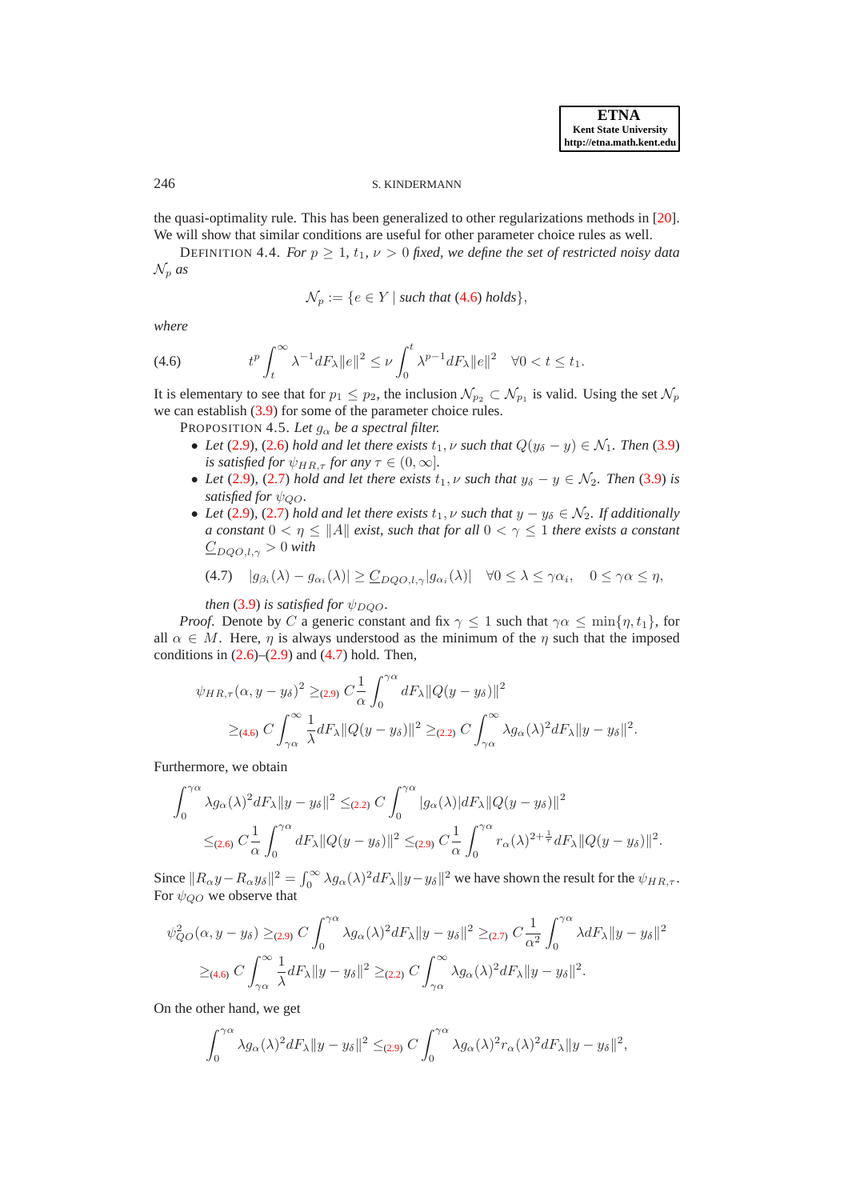the quasi-optimality rule. This has been generalized to other regularizations methods in [20]. We will show that similar conditions are useful for other parameter choice rules as well.

DEFINITION 4.4. *For $p \geq 1$, $t_1$, $\nu > 0$ fixed, we define the set of restricted noisy data $\mathcal{N}_p$ as*

$$\mathcal{N}_p := \{e \in Y \mid \text{such that (4.6) holds}\},$$

*where*

$$t^p \int_t^\infty \lambda^{-1} dF_\lambda \|e\|^2 \leq \nu \int_0^t \lambda^{p-1} dF_\lambda \|e\|^2 \quad \forall 0 < t \leq t_1. \tag{4.6}$$

It is elementary to see that for $p_1 \leq p_2$, the inclusion $\mathcal{N}_{p_2} \subset \mathcal{N}_{p_1}$ is valid. Using the set $\mathcal{N}_p$ we can establish (3.9) for some of the parameter choice rules.

PROPOSITION 4.5. *Let $g_\alpha$ be a spectral filter.*

- *Let (2.9), (2.6) hold and let there exists $t_1, \nu$ such that $Q(y_\delta - y) \in \mathcal{N}_1$. Then (3.9) is satisfied for $\psi_{HR,\tau}$ for any $\tau \in (0, \infty]$.*
- *Let (2.9), (2.7) hold and let there exists $t_1, \nu$ such that $y_\delta - y \in \mathcal{N}_2$. Then (3.9) is satisfied for $\psi_{QO}$.*
- *Let (2.9), (2.7) hold and let there exists $t_1, \nu$ such that $y - y_\delta \in \mathcal{N}_2$. If additionally a constant $0 < \eta \leq \|A\|$ exist, such that for all $0 < \gamma \leq 1$ there exists a constant $\underline{C}_{DQO,l,\gamma} > 0$ with*

$$|g_{\beta_i}(\lambda) - g_{\alpha_i}(\lambda)| \geq \underline{C}_{DQO,l,\gamma} |g_{\alpha_i}(\lambda)| \quad \forall 0 \leq \lambda \leq \gamma\alpha_i, \quad 0 \leq \gamma\alpha \leq \eta, \tag{4.7}$$

  *then (3.9) is satisfied for $\psi_{DQO}$.*

*Proof.* Denote by $C$ a generic constant and fix $\gamma \leq 1$ such that $\gamma\alpha \leq \min\{\eta, t_1\}$, for all $\alpha \in M$. Here, $\eta$ is always understood as the minimum of the $\eta$ such that the imposed conditions in (2.6)–(2.9) and (4.7) hold. Then,

$$\begin{aligned}
\psi_{HR,\tau}(\alpha, y - y_\delta)^2 &\geq_{(2.9)} C\frac{1}{\alpha}\int_0^{\gamma\alpha} dF_\lambda \|Q(y - y_\delta)\|^2 \\
&\geq_{(4.6)} C\int_{\gamma\alpha}^\infty \frac{1}{\lambda} dF_\lambda \|Q(y - y_\delta)\|^2 \geq_{(2.2)} C\int_{\gamma\alpha}^\infty \lambda g_\alpha(\lambda)^2 dF_\lambda \|y - y_\delta\|^2.
\end{aligned}$$

Furthermore, we obtain

$$\begin{aligned}
\int_0^{\gamma\alpha} \lambda g_\alpha(\lambda)^2 dF_\lambda \|y - y_\delta\|^2 &\leq_{(2.2)} C\int_0^{\gamma\alpha} |g_\alpha(\lambda)| dF_\lambda \|Q(y - y_\delta)\|^2 \\
&\leq_{(2.6)} C\frac{1}{\alpha}\int_0^{\gamma\alpha} dF_\lambda \|Q(y - y_\delta)\|^2 \leq_{(2.9)} C\frac{1}{\alpha}\int_0^{\gamma\alpha} r_\alpha(\lambda)^{2+\frac{1}{\tau}} dF_\lambda \|Q(y - y_\delta)\|^2.
\end{aligned}$$

Since $\|R_\alpha y - R_\alpha y_\delta\|^2 = \int_0^\infty \lambda g_\alpha(\lambda)^2 dF_\lambda \|y - y_\delta\|^2$ we have shown the result for the $\psi_{HR,\tau}$. For $\psi_{QO}$ we observe that

$$\begin{aligned}
\psi_{QO}^2(\alpha, y - y_\delta) &\geq_{(2.9)} C\int_0^{\gamma\alpha} \lambda g_\alpha(\lambda)^2 dF_\lambda \|y - y_\delta\|^2 \geq_{(2.7)} C\frac{1}{\alpha^2}\int_0^{\gamma\alpha} \lambda dF_\lambda \|y - y_\delta\|^2 \\
&\geq_{(4.6)} C\int_{\gamma\alpha}^\infty \frac{1}{\lambda} dF_\lambda \|y - y_\delta\|^2 \geq_{(2.2)} C\int_{\gamma\alpha}^\infty \lambda g_\alpha(\lambda)^2 dF_\lambda \|y - y_\delta\|^2.
\end{aligned}$$

On the other hand, we get

$$\int_0^{\gamma\alpha} \lambda g_\alpha(\lambda)^2 dF_\lambda \|y - y_\delta\|^2 \leq_{(2.9)} C\int_0^{\gamma\alpha} \lambda g_\alpha(\lambda)^2 r_\alpha(\lambda)^2 dF_\lambda \|y - y_\delta\|^2,$$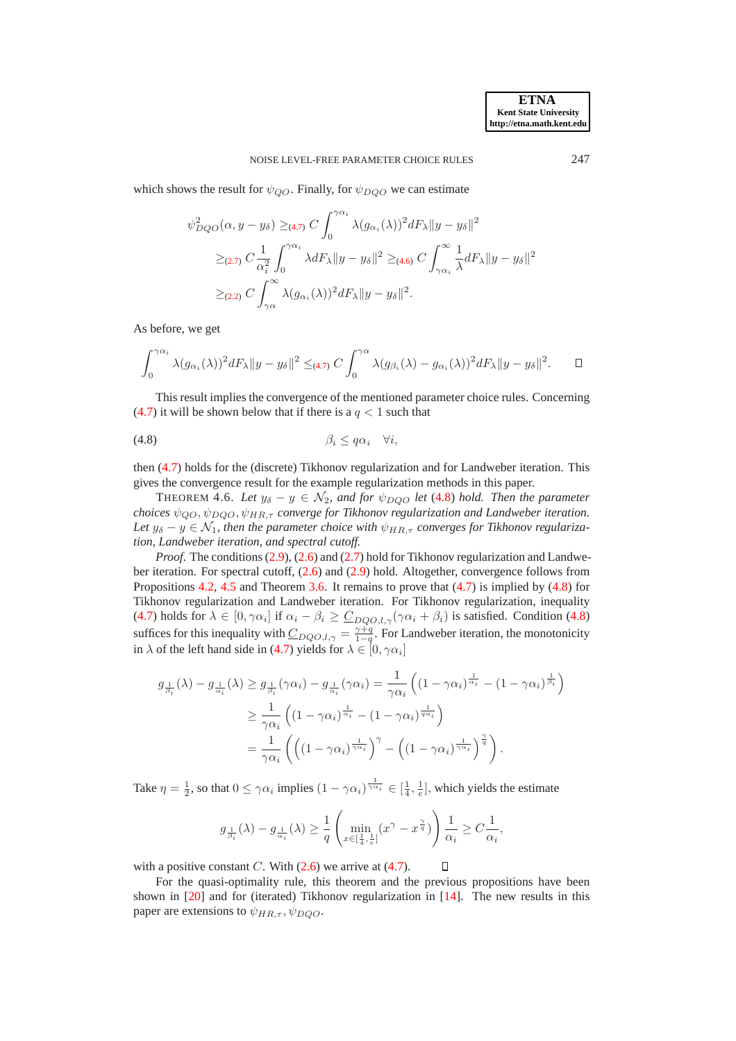which shows the result for $\psi_{QO}$. Finally, for $\psi_{DQO}$ we can estimate

$$
\begin{aligned}
\psi_{DQO}^2(\alpha, y - y_\delta) &\geq_{(4.7)} C \int_0^{\gamma\alpha_i} \lambda (g_{\alpha_i}(\lambda))^2 dF_\lambda \|y - y_\delta\|^2 \\
&\geq_{(2.7)} C \frac{1}{\alpha_i^2} \int_0^{\gamma\alpha_i} \lambda dF_\lambda \|y - y_\delta\|^2 \geq_{(4.6)} C \int_{\gamma\alpha_i}^{\infty} \frac{1}{\lambda} dF_\lambda \|y - y_\delta\|^2 \\
&\geq_{(2.2)} C \int_{\gamma\alpha}^{\infty} \lambda (g_{\alpha_i}(\lambda))^2 dF_\lambda \|y - y_\delta\|^2.
\end{aligned}
$$

As before, we get

$$
\int_0^{\gamma\alpha_i} \lambda (g_{\alpha_i}(\lambda))^2 dF_\lambda \|y - y_\delta\|^2 \leq_{(4.7)} C \int_0^{\gamma\alpha} \lambda (g_{\beta_i}(\lambda) - g_{\alpha_i}(\lambda))^2 dF_\lambda \|y - y_\delta\|^2. \qquad \square
$$

This result implies the convergence of the mentioned parameter choice rules. Concerning (4.7) it will be shown below that if there is a $q < 1$ such that

$$
\beta_i \leq q\alpha_i \quad \forall i, \tag{4.8}
$$

then (4.7) holds for the (discrete) Tikhonov regularization and for Landweber iteration. This gives the convergence result for the example regularization methods in this paper.

THEOREM 4.6. *Let $y_\delta - y \in \mathcal{N}_2$, and for $\psi_{DQO}$ let (4.8) hold. Then the parameter choices $\psi_{QO}, \psi_{DQO}, \psi_{HR,\tau}$ converge for Tikhonov regularization and Landweber iteration. Let $y_\delta - y \in \mathcal{N}_1$, then the parameter choice with $\psi_{HR,\tau}$ converges for Tikhonov regularization, Landweber iteration, and spectral cutoff.*

*Proof*. The conditions (2.9), (2.6) and (2.7) hold for Tikhonov regularization and Landweber iteration. For spectral cutoff, (2.6) and (2.9) hold. Altogether, convergence follows from Propositions 4.2, 4.5 and Theorem 3.6. It remains to prove that (4.7) is implied by (4.8) for Tikhonov regularization and Landweber iteration. For Tikhonov regularization, inequality (4.7) holds for $\lambda \in [0, \gamma\alpha_i]$ if $\alpha_i - \beta_i \geq \underline{C}_{DQO,l,\gamma}(\gamma\alpha_i + \beta_i)$ is satisfied. Condition (4.8) suffices for this inequality with $\underline{C}_{DQO,l,\gamma} = \frac{\gamma+q}{1-q}$. For Landweber iteration, the monotonicity in $\lambda$ of the left hand side in (4.7) yields for $\lambda \in [0, \gamma\alpha_i]$

$$
\begin{aligned}
g_{\frac{1}{\beta_i}}(\lambda) - g_{\frac{1}{\alpha_i}}(\lambda) &\geq g_{\frac{1}{\beta_i}}(\gamma\alpha_i) - g_{\frac{1}{\alpha_i}}(\gamma\alpha_i) = \frac{1}{\gamma\alpha_i}\left((1-\gamma\alpha_i)^{\frac{1}{\alpha_i}} - (1-\gamma\alpha_i)^{\frac{1}{\beta_i}}\right) \\
&\geq \frac{1}{\gamma\alpha_i}\left((1-\gamma\alpha_i)^{\frac{1}{\alpha_i}} - (1-\gamma\alpha_i)^{\frac{1}{q\alpha_i}}\right) \\
&= \frac{1}{\gamma\alpha_i}\left(\left((1-\gamma\alpha_i)^{\frac{1}{\gamma\alpha_i}}\right)^{\gamma} - \left((1-\gamma\alpha_i)^{\frac{1}{\gamma\alpha_i}}\right)^{\frac{\gamma}{q}}\right).
\end{aligned}
$$

Take $\eta = \frac{1}{2}$, so that $0 \leq \gamma\alpha_i$ implies $(1-\gamma\alpha_i)^{\frac{1}{\gamma\alpha_i}} \in [\frac{1}{4}, \frac{1}{e}]$, which yields the estimate

$$
g_{\frac{1}{\beta_i}}(\lambda) - g_{\frac{1}{\alpha_i}}(\lambda) \geq \frac{1}{q}\left(\min_{x \in [\frac{1}{4}, \frac{1}{e}]} (x^\gamma - x^{\frac{\gamma}{q}})\right) \frac{1}{\alpha_i} \geq C \frac{1}{\alpha_i},
$$

with a positive constant $C$. With (2.6) we arrive at (4.7). $\square$

For the quasi-optimality rule, this theorem and the previous propositions have been shown in [20] and for (iterated) Tikhonov regularization in [14]. The new results in this paper are extensions to $\psi_{HR,\tau}, \psi_{DQO}$.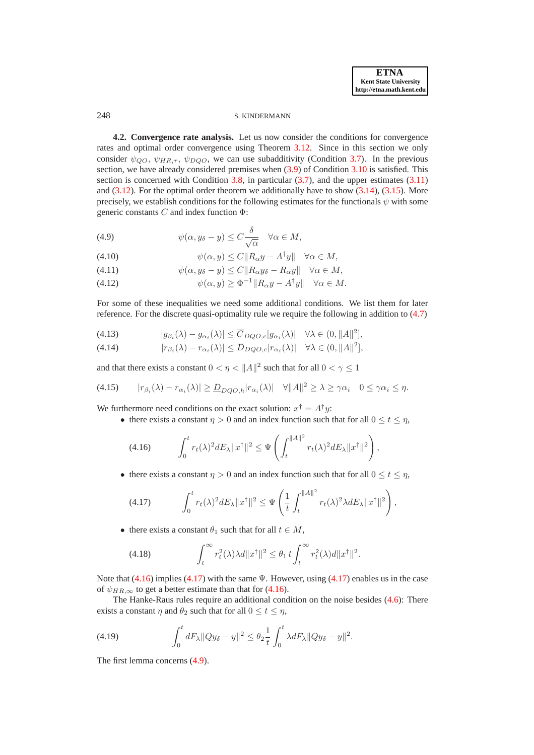**4.2. Convergence rate analysis.** Let us now consider the conditions for convergence rates and optimal order convergence using Theorem 3.12. Since in this section we only consider $\psi_{QO}$, $\psi_{HR,\tau}$, $\psi_{DQO}$, we can use subadditivity (Condition 3.7). In the previous section, we have already considered premises when (3.9) of Condition 3.10 is satisfied. This section is concerned with Condition 3.8, in particular (3.7), and the upper estimates (3.11) and (3.12). For the optimal order theorem we additionally have to show (3.14), (3.15). More precisely, we establish conditions for the following estimates for the functionals $\psi$ with some generic constants $C$ and index function $\Phi$:

$$\psi(\alpha, y_\delta - y) \leq C\frac{\delta}{\sqrt{\alpha}} \quad \forall \alpha \in M, \tag{4.9}$$

$$\psi(\alpha, y) \leq C\|R_\alpha y - A^\dagger y\| \quad \forall \alpha \in M, \tag{4.10}$$

$$\psi(\alpha, y_\delta - y) \leq C\|R_\alpha y_\delta - R_\alpha y\| \quad \forall \alpha \in M, \tag{4.11}$$

$$\psi(\alpha, y) \geq \Phi^{-1}\|R_\alpha y - A^\dagger y\| \quad \forall \alpha \in M. \tag{4.12}$$

For some of these inequalities we need some additional conditions. We list them for later reference. For the discrete quasi-optimality rule we require the following in addition to (4.7)

$$|g_{\beta_i}(\lambda) - g_{\alpha_i}(\lambda)| \leq \overline{C}_{DQO,c}|g_{\alpha_i}(\lambda)| \quad \forall \lambda \in (0, \|A\|^2], \tag{4.13}$$

$$|r_{\beta_i}(\lambda) - r_{\alpha_i}(\lambda)| \leq \overline{D}_{DQO,c}|r_{\alpha_i}(\lambda)| \quad \forall \lambda \in (0, \|A\|^2], \tag{4.14}$$

and that there exists a constant $0 < \eta < \|A\|^2$ such that for all $0 < \gamma \leq 1$

$$|r_{\beta_i}(\lambda) - r_{\alpha_i}(\lambda)| \geq \underline{D}_{DQO,h}|r_{\alpha_i}(\lambda)| \quad \forall \|A\|^2 \geq \lambda \geq \gamma\alpha_i \quad 0 \leq \gamma\alpha_i \leq \eta. \tag{4.15}$$

We furthermore need conditions on the exact solution: $x^\dagger = A^\dagger y$:

- there exists a constant $\eta > 0$ and an index function such that for all $0 \leq t \leq \eta$,

$$\int_0^t r_t(\lambda)^2 dE_\lambda \|x^\dagger\|^2 \leq \Psi\left(\int_t^{\|A\|^2} r_t(\lambda)^2 dE_\lambda \|x^\dagger\|^2\right), \tag{4.16}$$

- there exists a constant $\eta > 0$ and an index function such that for all $0 \leq t \leq \eta$,

$$\int_0^t r_t(\lambda)^2 dE_\lambda \|x^\dagger\|^2 \leq \Psi\left(\frac{1}{t}\int_t^{\|A\|^2} r_t(\lambda)^2 \lambda dE_\lambda \|x^\dagger\|^2\right), \tag{4.17}$$

- there exists a constant $\theta_1$ such that for all $t \in M$,

$$\int_t^\infty r_t^2(\lambda)\lambda d\|x^\dagger\|^2 \leq \theta_1\, t \int_t^\infty r_t^2(\lambda) d\|x^\dagger\|^2. \tag{4.18}$$

Note that (4.16) implies (4.17) with the same $\Psi$. However, using (4.17) enables us in the case of $\psi_{HR,\infty}$ to get a better estimate than that for (4.16).

The Hanke-Raus rules require an additional condition on the noise besides (4.6): There exists a constant $\eta$ and $\theta_2$ such that for all $0 \leq t \leq \eta$,

$$\int_0^t dF_\lambda \|Qy_\delta - y\|^2 \leq \theta_2 \frac{1}{t}\int_0^t \lambda dF_\lambda \|Qy_\delta - y\|^2. \tag{4.19}$$

The first lemma concerns (4.9).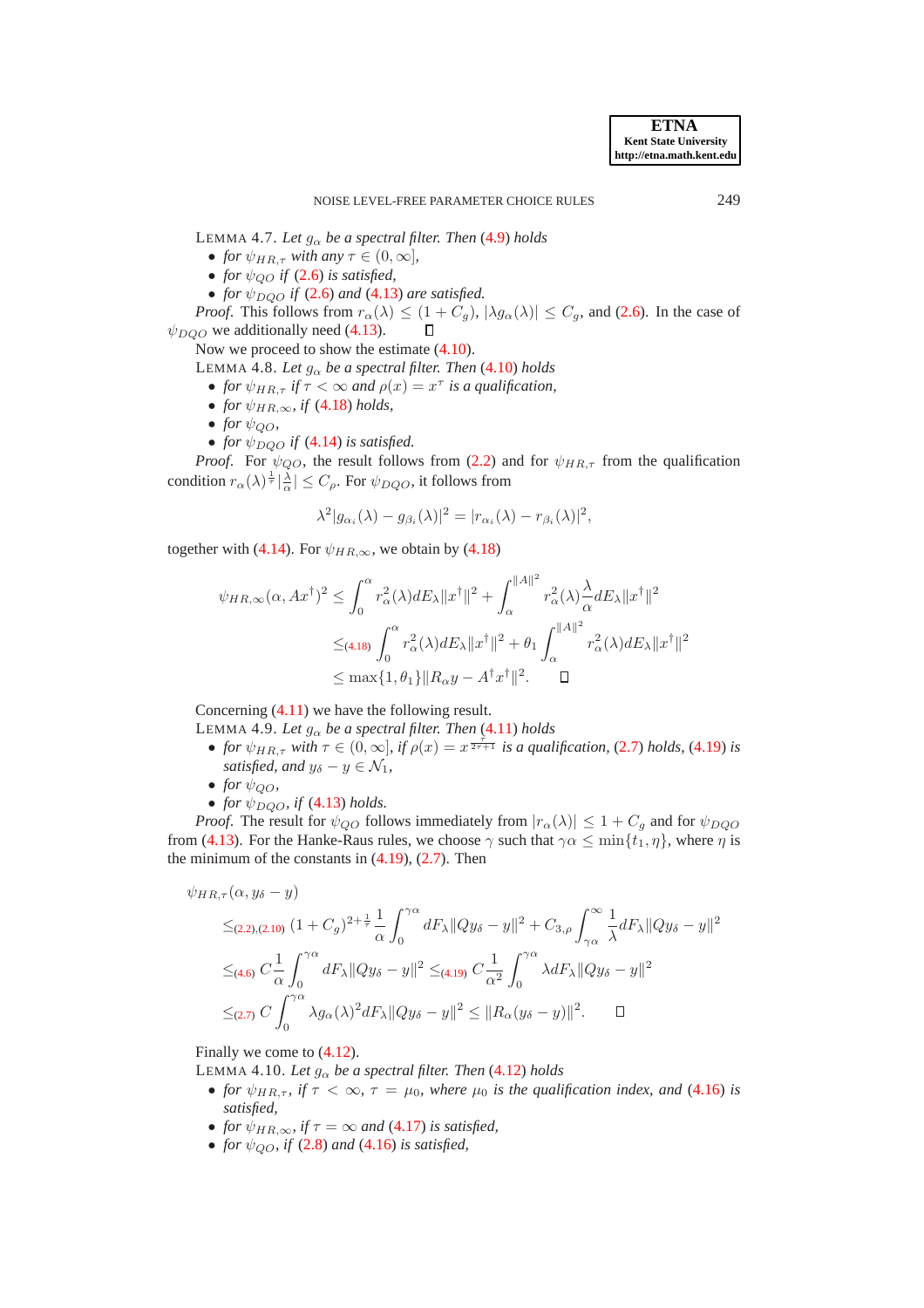LEMMA 4.7. *Let $g_\alpha$ be a spectral filter. Then* (4.9) *holds*

- *for $\psi_{HR,\tau}$ with any $\tau \in (0,\infty]$,*
- *for $\psi_{QO}$ if* (2.6) *is satisfied,*
- *for $\psi_{DQO}$ if* (2.6) *and* (4.13) *are satisfied.*

*Proof*. This follows from $r_\alpha(\lambda) \leq (1+C_g)$, $|\lambda g_\alpha(\lambda)| \leq C_g$, and (2.6). In the case of $\psi_{DQO}$ we additionally need (4.13). ∎

Now we proceed to show the estimate (4.10).

LEMMA 4.8. *Let $g_\alpha$ be a spectral filter. Then* (4.10) *holds*

- *for $\psi_{HR,\tau}$ if $\tau < \infty$ and $\rho(x) = x^\tau$ is a qualification,*
- *for $\psi_{HR,\infty}$, if* (4.18) *holds,*
- *for $\psi_{QO}$,*
- *for $\psi_{DQO}$ if* (4.14) *is satisfied.*

*Proof*. For $\psi_{QO}$, the result follows from (2.2) and for $\psi_{HR,\tau}$ from the qualification condition $r_\alpha(\lambda)^{\frac{1}{\tau}}|\frac{\lambda}{\alpha}| \leq C_\rho$. For $\psi_{DQO}$, it follows from

$$\lambda^2|g_{\alpha_i}(\lambda) - g_{\beta_i}(\lambda)|^2 = |r_{\alpha_i}(\lambda) - r_{\beta_i}(\lambda)|^2,$$

together with (4.14). For $\psi_{HR,\infty}$, we obtain by (4.18)

$$\begin{aligned}
\psi_{HR,\infty}(\alpha, Ax^\dagger)^2 &\leq \int_0^\alpha r_\alpha^2(\lambda)dE_\lambda\|x^\dagger\|^2 + \int_\alpha^{\|A\|^2} r_\alpha^2(\lambda)\frac{\lambda}{\alpha}dE_\lambda\|x^\dagger\|^2 \\
&\leq_{(4.18)} \int_0^\alpha r_\alpha^2(\lambda)dE_\lambda\|x^\dagger\|^2 + \theta_1 \int_\alpha^{\|A\|^2} r_\alpha^2(\lambda)dE_\lambda\|x^\dagger\|^2 \\
&\leq \max\{1,\theta_1\}\|R_\alpha y - A^\dagger x^\dagger\|^2. \qquad ∎
\end{aligned}$$

Concerning (4.11) we have the following result.

LEMMA 4.9. *Let $g_\alpha$ be a spectral filter. Then* (4.11) *holds*

- *for $\psi_{HR,\tau}$ with $\tau \in (0,\infty]$, if $\rho(x) = x^{\frac{\tau}{2\tau+1}}$ is a qualification,* (2.7) *holds,* (4.19) *is satisfied, and $y_\delta - y \in \mathcal{N}_1$,*
- *for $\psi_{QO}$,*
- *for $\psi_{DQO}$, if* (4.13) *holds.*

*Proof*. The result for $\psi_{QO}$ follows immediately from $|r_\alpha(\lambda)| \leq 1 + C_g$ and for $\psi_{DQO}$ from (4.13). For the Hanke-Raus rules, we choose $\gamma$ such that $\gamma\alpha \leq \min\{t_1,\eta\}$, where $\eta$ is the minimum of the constants in (4.19), (2.7). Then

$$\begin{aligned}
&\psi_{HR,\tau}(\alpha, y_\delta - y) \\
&\quad\leq_{(2.2),(2.10)} (1+C_g)^{2+\frac{1}{\tau}}\frac{1}{\alpha}\int_0^{\gamma\alpha} dF_\lambda\|Qy_\delta - y\|^2 + C_{3,\rho}\int_{\gamma\alpha}^\infty \frac{1}{\lambda}dF_\lambda\|Qy_\delta - y\|^2 \\
&\quad\leq_{(4.6)} C\frac{1}{\alpha}\int_0^{\gamma\alpha} dF_\lambda\|Qy_\delta - y\|^2 \leq_{(4.19)} C\frac{1}{\alpha^2}\int_0^{\gamma\alpha} \lambda dF_\lambda\|Qy_\delta - y\|^2 \\
&\quad\leq_{(2.7)} C\int_0^{\gamma\alpha} \lambda g_\alpha(\lambda)^2 dF_\lambda\|Qy_\delta - y\|^2 \leq \|R_\alpha(y_\delta - y)\|^2. \qquad ∎
\end{aligned}$$

Finally we come to (4.12).

LEMMA 4.10. *Let $g_\alpha$ be a spectral filter. Then* (4.12) *holds*

- *for $\psi_{HR,\tau}$, if $\tau < \infty$, $\tau = \mu_0$, where $\mu_0$ is the qualification index, and* (4.16) *is satisfied,*
- *for $\psi_{HR,\infty}$, if $\tau = \infty$ and* (4.17) *is satisfied,*
- *for $\psi_{QO}$, if* (2.8) *and* (4.16) *is satisfied,*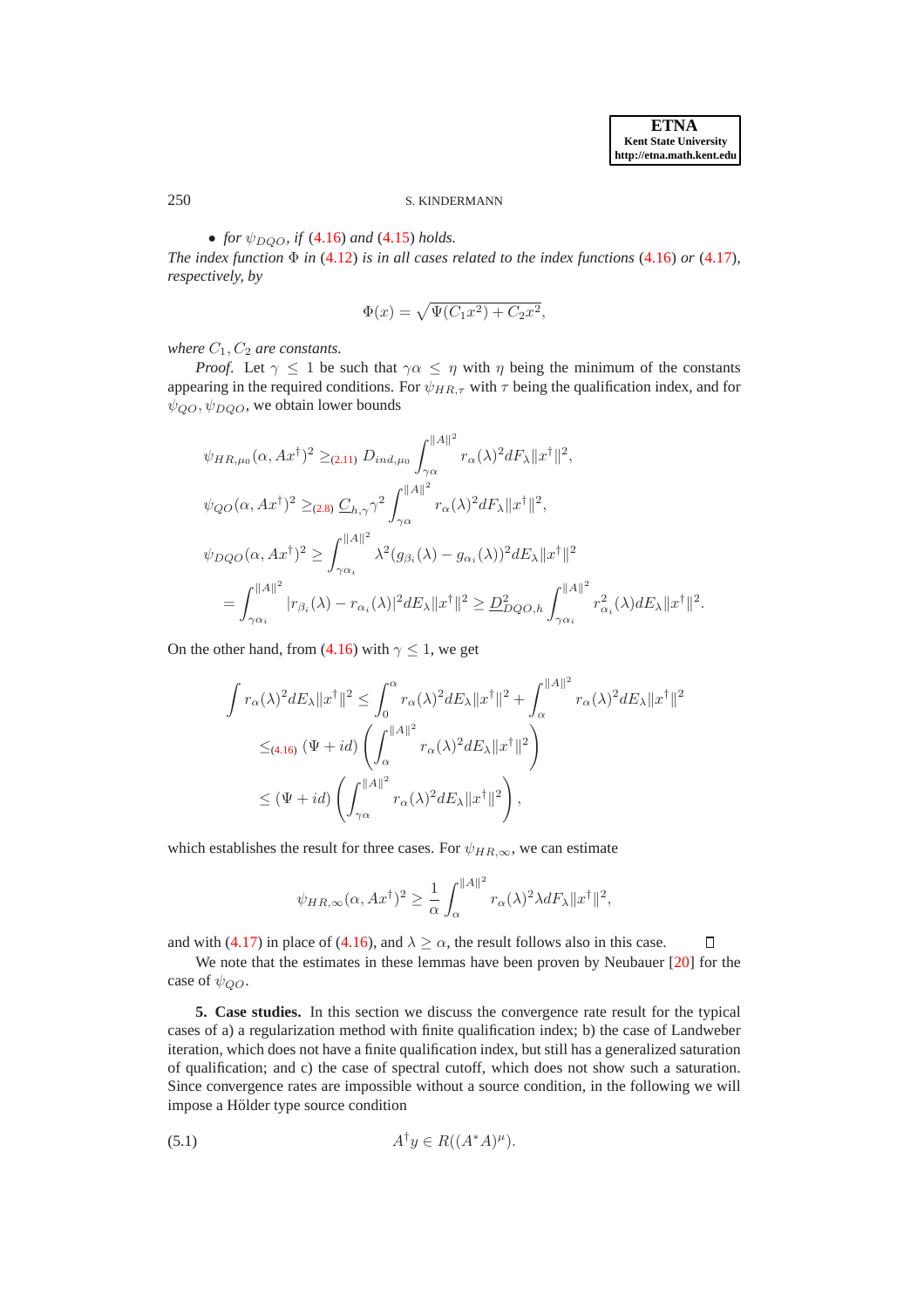- *for $\psi_{DQO}$, if (4.16) and (4.15) holds.*

*The index function $\Phi$ in (4.12) is in all cases related to the index functions (4.16) or (4.17), respectively, by*

$$\Phi(x) = \sqrt{\Psi(C_1 x^2) + C_2 x^2},$$

*where $C_1, C_2$ are constants.*

*Proof.* Let $\gamma \leq 1$ be such that $\gamma\alpha \leq \eta$ with $\eta$ being the minimum of the constants appearing in the required conditions. For $\psi_{HR,\tau}$ with $\tau$ being the qualification index, and for $\psi_{QO}, \psi_{DQO}$, we obtain lower bounds

$$\psi_{HR,\mu_0}(\alpha, Ax^\dagger)^2 \geq_{(2.11)} D_{ind,\mu_0} \int_{\gamma\alpha}^{\|A\|^2} r_\alpha(\lambda)^2 dF_\lambda \|x^\dagger\|^2,$$

$$\psi_{QO}(\alpha, Ax^\dagger)^2 \geq_{(2.8)} \underline{C}_{h,\gamma}\gamma^2 \int_{\gamma\alpha}^{\|A\|^2} r_\alpha(\lambda)^2 dF_\lambda \|x^\dagger\|^2,$$

$$\psi_{DQO}(\alpha, Ax^\dagger)^2 \geq \int_{\gamma\alpha_i}^{\|A\|^2} \lambda^2 (g_{\beta_i}(\lambda) - g_{\alpha_i}(\lambda))^2 dE_\lambda \|x^\dagger\|^2$$

$$= \int_{\gamma\alpha_i}^{\|A\|^2} |r_{\beta_i}(\lambda) - r_{\alpha_i}(\lambda)|^2 dE_\lambda \|x^\dagger\|^2 \geq \underline{D}^2_{DQO,h} \int_{\gamma\alpha_i}^{\|A\|^2} r^2_{\alpha_i}(\lambda) dE_\lambda \|x^\dagger\|^2.$$

On the other hand, from (4.16) with $\gamma \leq 1$, we get

$$\int r_\alpha(\lambda)^2 dE_\lambda \|x^\dagger\|^2 \leq \int_0^\alpha r_\alpha(\lambda)^2 dE_\lambda \|x^\dagger\|^2 + \int_\alpha^{\|A\|^2} r_\alpha(\lambda)^2 dE_\lambda \|x^\dagger\|^2$$

$$\leq_{(4.16)} (\Psi + id)\left(\int_\alpha^{\|A\|^2} r_\alpha(\lambda)^2 dE_\lambda \|x^\dagger\|^2\right)$$

$$\leq (\Psi + id)\left(\int_{\gamma\alpha}^{\|A\|^2} r_\alpha(\lambda)^2 dE_\lambda \|x^\dagger\|^2\right),$$

which establishes the result for three cases. For $\psi_{HR,\infty}$, we can estimate

$$\psi_{HR,\infty}(\alpha, Ax^\dagger)^2 \geq \frac{1}{\alpha}\int_\alpha^{\|A\|^2} r_\alpha(\lambda)^2 \lambda dF_\lambda \|x^\dagger\|^2,$$

and with (4.17) in place of (4.16), and $\lambda \geq \alpha$, the result follows also in this case. ◻

We note that the estimates in these lemmas have been proven by Neubauer [20] for the case of $\psi_{QO}$.

**5. Case studies.** In this section we discuss the convergence rate result for the typical cases of a) a regularization method with finite qualification index; b) the case of Landweber iteration, which does not have a finite qualification index, but still has a generalized saturation of qualification; and c) the case of spectral cutoff, which does not show such a saturation. Since convergence rates are impossible without a source condition, in the following we will impose a Hölder type source condition

$$A^\dagger y \in R((A^*A)^\mu). \tag{5.1}$$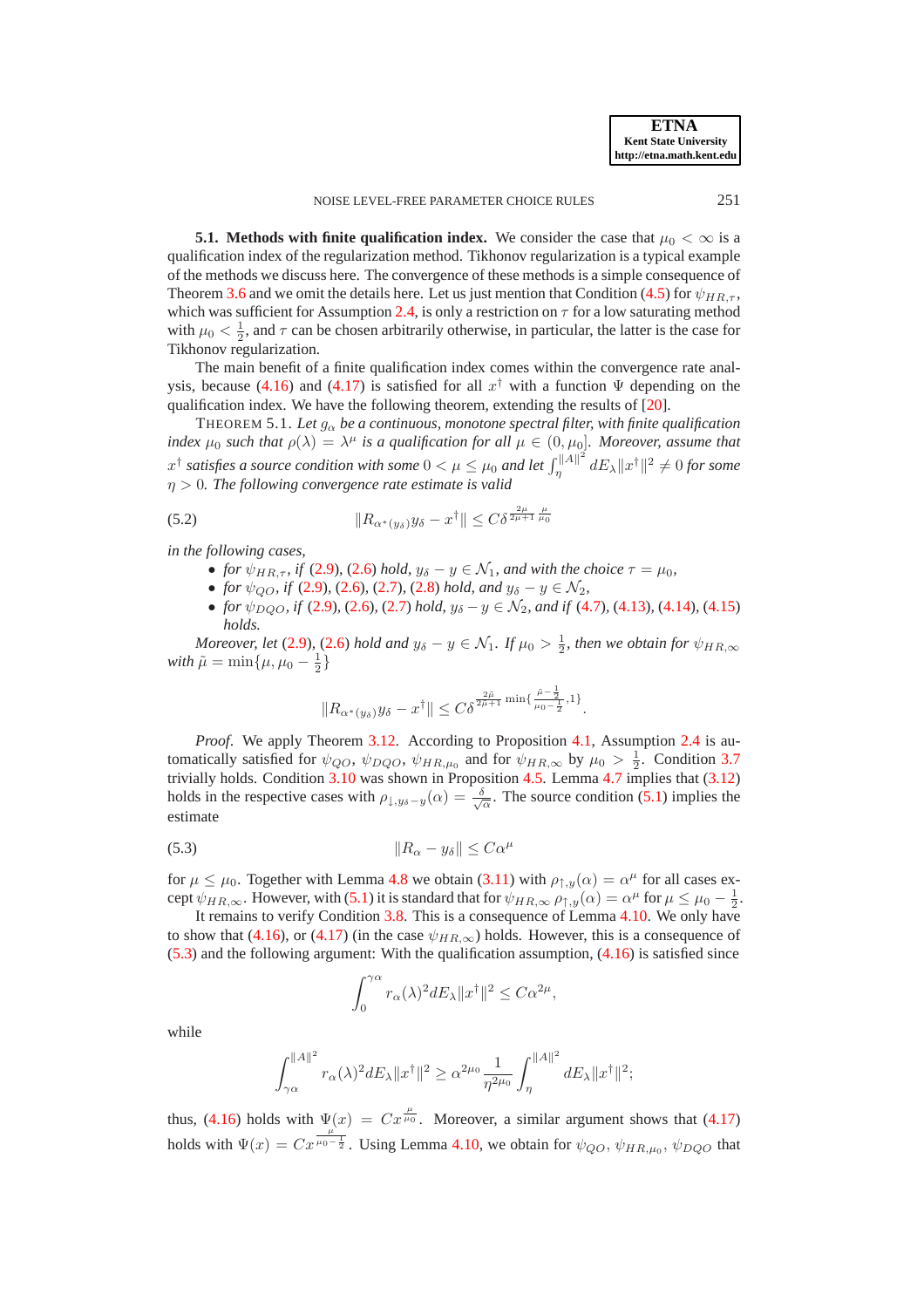### 5.1. Methods with finite qualification index.

We consider the case that $\mu_0 < \infty$ is a qualification index of the regularization method. Tikhonov regularization is a typical example of the methods we discuss here. The convergence of these methods is a simple consequence of Theorem 3.6 and we omit the details here. Let us just mention that Condition (4.5) for $\psi_{HR,\tau}$, which was sufficient for Assumption 2.4, is only a restriction on $\tau$ for a low saturating method with $\mu_0 < \frac{1}{2}$, and $\tau$ can be chosen arbitrarily otherwise, in particular, the latter is the case for Tikhonov regularization.

The main benefit of a finite qualification index comes within the convergence rate analysis, because (4.16) and (4.17) is satisfied for all $x^\dagger$ with a function $\Psi$ depending on the qualification index. We have the following theorem, extending the results of [20].

THEOREM 5.1. *Let $g_\alpha$ be a continuous, monotone spectral filter, with finite qualification index $\mu_0$ such that $\rho(\lambda) = \lambda^\mu$ is a qualification for all $\mu \in (0, \mu_0]$. Moreover, assume that $x^\dagger$ satisfies a source condition with some $0 < \mu \leq \mu_0$ and let $\int_\eta^{\|A\|^2} dE_\lambda \|x^\dagger\|^2 \neq 0$ for some $\eta > 0$. The following convergence rate estimate is valid*

$$\|R_{\alpha^*(y_\delta)} y_\delta - x^\dagger\| \leq C\delta^{\frac{2\mu}{2\mu+1}\frac{\mu}{\mu_0}} \tag{5.2}$$

*in the following cases,*

- *for $\psi_{HR,\tau}$, if (2.9), (2.6) hold, $y_\delta - y \in \mathcal{N}_1$, and with the choice $\tau = \mu_0$,*
- *for $\psi_{QO}$, if (2.9), (2.6), (2.7), (2.8) hold, and $y_\delta - y \in \mathcal{N}_2$,*
- *for $\psi_{DQO}$, if (2.9), (2.6), (2.7) hold, $y_\delta - y \in \mathcal{N}_2$, and if (4.7), (4.13), (4.14), (4.15) holds.*

*Moreover, let (2.9), (2.6) hold and $y_\delta - y \in \mathcal{N}_1$. If $\mu_0 > \frac{1}{2}$, then we obtain for $\psi_{HR,\infty}$ with $\tilde{\mu} = \min\{\mu, \mu_0 - \frac{1}{2}\}$*

$$\|R_{\alpha^*(y_\delta)} y_\delta - x^\dagger\| \leq C\delta^{\frac{2\tilde{\mu}}{2\tilde{\mu}+1}\min\{\frac{\tilde{\mu}-\frac{1}{2}}{\mu_0-\frac{1}{2}}, 1\}}.$$

*Proof*. We apply Theorem 3.12. According to Proposition 4.1, Assumption 2.4 is automatically satisfied for $\psi_{QO}$, $\psi_{DQO}$, $\psi_{HR,\mu_0}$ and for $\psi_{HR,\infty}$ by $\mu_0 > \frac{1}{2}$. Condition 3.7 trivially holds. Condition 3.10 was shown in Proposition 4.5. Lemma 4.7 implies that (3.12) holds in the respective cases with $\rho_{\downarrow, y_\delta - y}(\alpha) = \frac{\delta}{\sqrt{\alpha}}$. The source condition (5.1) implies the estimate

$$\|R_\alpha - y_\delta\| \leq C\alpha^\mu \tag{5.3}$$

for $\mu \leq \mu_0$. Together with Lemma 4.8 we obtain (3.11) with $\rho_{\uparrow,y}(\alpha) = \alpha^\mu$ for all cases except $\psi_{HR,\infty}$. However, with (5.1) it is standard that for $\psi_{HR,\infty}$ $\rho_{\uparrow,y}(\alpha) = \alpha^\mu$ for $\mu \leq \mu_0 - \frac{1}{2}$.

It remains to verify Condition 3.8. This is a consequence of Lemma 4.10. We only have to show that (4.16), or (4.17) (in the case $\psi_{HR,\infty}$) holds. However, this is a consequence of (5.3) and the following argument: With the qualification assumption, (4.16) is satisfied since

$$\int_0^{\gamma\alpha} r_\alpha(\lambda)^2 dE_\lambda \|x^\dagger\|^2 \leq C\alpha^{2\mu},$$

while

$$\int_{\gamma\alpha}^{\|A\|^2} r_\alpha(\lambda)^2 dE_\lambda \|x^\dagger\|^2 \geq \alpha^{2\mu_0} \frac{1}{\eta^{2\mu_0}} \int_\eta^{\|A\|^2} dE_\lambda \|x^\dagger\|^2;$$

thus, (4.16) holds with $\Psi(x) = Cx^{\frac{\mu}{\mu_0}}$. Moreover, a similar argument shows that (4.17) holds with $\Psi(x) = Cx^{\frac{\mu}{\mu_0 - \frac{1}{2}}}$. Using Lemma 4.10, we obtain for $\psi_{QO}$, $\psi_{HR,\mu_0}$, $\psi_{DQO}$ that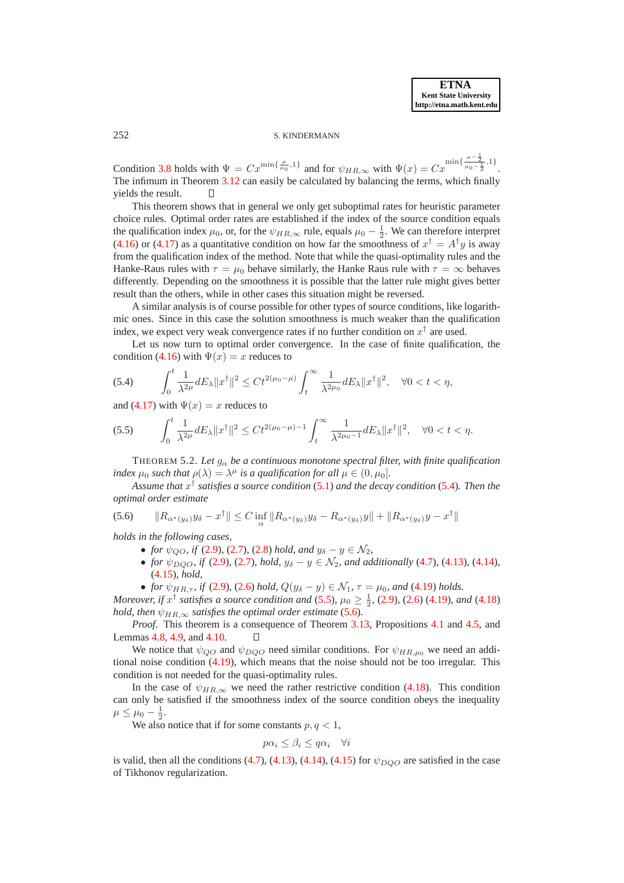Condition 3.8 holds with $\Psi = Cx^{\min\{\frac{\mu}{\mu_0},1\}}$ and for $\psi_{HR,\infty}$ with $\Psi(x) = Cx^{\min\{\frac{\mu-\frac{1}{2}}{\mu_0-\frac{1}{2}},1\}}$. The infimum in Theorem 3.12 can easily be calculated by balancing the terms, which finally yields the result. $\square$

This theorem shows that in general we only get suboptimal rates for heuristic parameter choice rules. Optimal order rates are established if the index of the source condition equals the qualification index $\mu_0$, or, for the $\psi_{HR,\infty}$ rule, equals $\mu_0 - \frac{1}{2}$. We can therefore interpret (4.16) or (4.17) as a quantitative condition on how far the smoothness of $x^\dagger = A^\dagger y$ is away from the qualification index of the method. Note that while the quasi-optimality rules and the Hanke-Raus rules with $\tau = \mu_0$ behave similarly, the Hanke Raus rule with $\tau = \infty$ behaves differently. Depending on the smoothness it is possible that the latter rule might gives better result than the others, while in other cases this situation might be reversed.

A similar analysis is of course possible for other types of source conditions, like logarithmic ones. Since in this case the solution smoothness is much weaker than the qualification index, we expect very weak convergence rates if no further condition on $x^\dagger$ are used.

Let us now turn to optimal order convergence. In the case of finite qualification, the condition (4.16) with $\Psi(x) = x$ reduces to

$$\int_0^t \frac{1}{\lambda^{2\mu}} dE_\lambda \|x^\dagger\|^2 \leq Ct^{2(\mu_0-\mu)} \int_t^\infty \frac{1}{\lambda^{2\mu_0}} dE_\lambda \|x^\dagger\|^2, \quad \forall 0 < t < \eta, \tag{5.4}$$

and (4.17) with $\Psi(x) = x$ reduces to

$$\int_0^t \frac{1}{\lambda^{2\mu}} dE_\lambda \|x^\dagger\|^2 \leq Ct^{2(\mu_0-\mu)-1} \int_t^\infty \frac{1}{\lambda^{2\mu_0-1}} dE_\lambda \|x^\dagger\|^2, \quad \forall 0 < t < \eta. \tag{5.5}$$

THEOREM 5.2. *Let $g_\alpha$ be a continuous monotone spectral filter, with finite qualification index $\mu_0$ such that $\rho(\lambda) = \lambda^\mu$ is a qualification for all $\mu \in (0, \mu_0]$.*

*Assume that $x^\dagger$ satisfies a source condition (5.1) and the decay condition (5.4). Then the optimal order estimate*

$$\|R_{\alpha^*(y_\delta)} y_\delta - x^\dagger\| \leq C \inf_\alpha \|R_{\alpha^*(y_\delta)} y_\delta - R_{\alpha^*(y_\delta)} y\| + \|R_{\alpha^*(y_\delta)} y - x^\dagger\| \tag{5.6}$$

*holds in the following cases,*

- *for $\psi_{QO}$, if (2.9), (2.7), (2.8) hold, and $y_\delta - y \in \mathcal{N}_2$,*
- *for $\psi_{DQO}$, if (2.9), (2.7), hold, $y_\delta - y \in \mathcal{N}_2$, and additionally (4.7), (4.13), (4.14), (4.15), hold,*
- *for $\psi_{HR,\tau}$, if (2.9), (2.6) hold, $Q(y_\delta - y) \in \mathcal{N}_1$, $\tau = \mu_0$, and (4.19) holds.*

*Moreover, if $x^\dagger$ satisfies a source condition and (5.5), $\mu_0 \geq \frac{1}{2}$, (2.9), (2.6) (4.19), and (4.18) hold, then $\psi_{HR,\infty}$ satisfies the optimal order estimate (5.6).*

*Proof.* This theorem is a consequence of Theorem 3.13, Propositions 4.1 and 4.5, and Lemmas 4.8, 4.9, and 4.10. $\square$

We notice that $\psi_{QO}$ and $\psi_{DQO}$ need similar conditions. For $\psi_{HR,\mu_0}$ we need an additional noise condition (4.19), which means that the noise should not be too irregular. This condition is not needed for the quasi-optimality rules.

In the case of $\psi_{HR,\infty}$ we need the rather restrictive condition (4.18). This condition can only be satisfied if the smoothness index of the source condition obeys the inequality $\mu \leq \mu_0 - \frac{1}{2}$.

We also notice that if for some constants $p, q < 1$,

$$p\alpha_i \leq \beta_i \leq q\alpha_i \quad \forall i$$

is valid, then all the conditions (4.7), (4.13), (4.14), (4.15) for $\psi_{DQO}$ are satisfied in the case of Tikhonov regularization.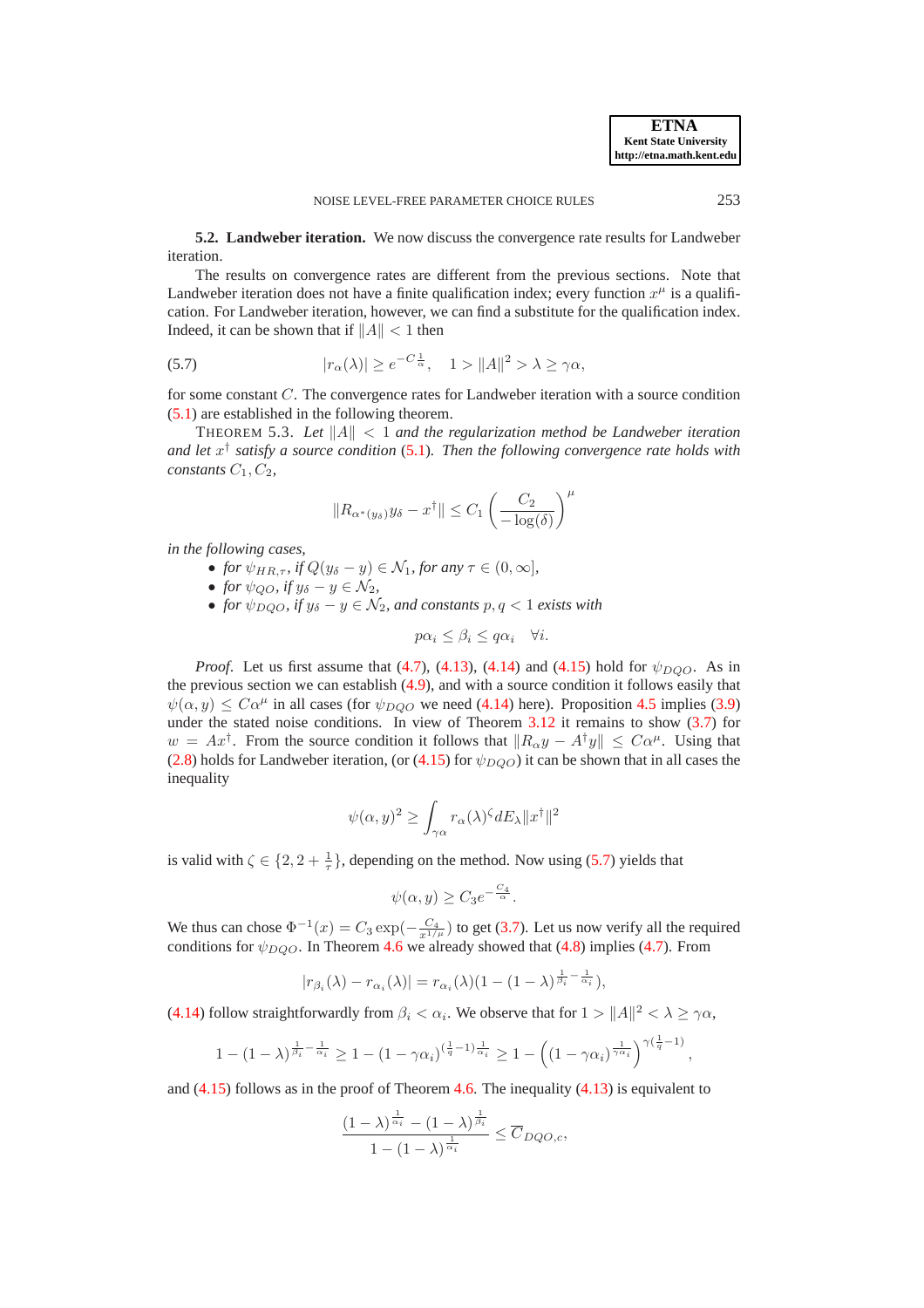**5.2. Landweber iteration.** We now discuss the convergence rate results for Landweber iteration.

The results on convergence rates are different from the previous sections. Note that Landweber iteration does not have a finite qualification index; every function $x^\mu$ is a qualification. For Landweber iteration, however, we can find a substitute for the qualification index. Indeed, it can be shown that if $\|A\| < 1$ then

$$|r_\alpha(\lambda)| \geq e^{-C\frac{1}{\alpha}}, \quad 1 > \|A\|^2 > \lambda \geq \gamma\alpha, \tag{5.7}$$

for some constant $C$. The convergence rates for Landweber iteration with a source condition (5.1) are established in the following theorem.

THEOREM 5.3. *Let $\|A\| < 1$ and the regularization method be Landweber iteration and let $x^\dagger$ satisfy a source condition (5.1). Then the following convergence rate holds with constants $C_1, C_2$,*

$$\|R_{\alpha^*(y_\delta)} y_\delta - x^\dagger\| \leq C_1 \left( \frac{C_2}{-\log(\delta)} \right)^\mu$$

*in the following cases,*

- *for $\psi_{HR,\tau}$, if $Q(y_\delta - y) \in \mathcal{N}_1$, for any $\tau \in (0, \infty]$,*
- *for $\psi_{QO}$, if $y_\delta - y \in \mathcal{N}_2$,*
- *for $\psi_{DQO}$, if $y_\delta - y \in \mathcal{N}_2$, and constants $p, q < 1$ exists with*

$$p\alpha_i \leq \beta_i \leq q\alpha_i \quad \forall i.$$

*Proof*. Let us first assume that (4.7), (4.13), (4.14) and (4.15) hold for $\psi_{DQO}$. As in the previous section we can establish (4.9), and with a source condition it follows easily that $\psi(\alpha, y) \leq C\alpha^\mu$ in all cases (for $\psi_{DQO}$ we need (4.14) here). Proposition 4.5 implies (3.9) under the stated noise conditions. In view of Theorem 3.12 it remains to show (3.7) for $w = Ax^\dagger$. From the source condition it follows that $\|R_\alpha y - A^\dagger y\| \leq C\alpha^\mu$. Using that (2.8) holds for Landweber iteration, (or (4.15) for $\psi_{DQO}$) it can be shown that in all cases the inequality

$$\psi(\alpha, y)^2 \geq \int_{\gamma\alpha} r_\alpha(\lambda)^\zeta dE_\lambda \|x^\dagger\|^2$$

is valid with $\zeta \in \{2, 2 + \frac{1}{\tau}\}$, depending on the method. Now using (5.7) yields that

$$\psi(\alpha, y) \geq C_3 e^{-\frac{C_4}{\alpha}}.$$

We thus can chose $\Phi^{-1}(x) = C_3 \exp(-\frac{C_4}{x^{1/\mu}})$ to get (3.7). Let us now verify all the required conditions for $\psi_{DQO}$. In Theorem 4.6 we already showed that (4.8) implies (4.7). From

$$|r_{\beta_i}(\lambda) - r_{\alpha_i}(\lambda)| = r_{\alpha_i}(\lambda)(1 - (1 - \lambda)^{\frac{1}{\beta_i} - \frac{1}{\alpha_i}}),$$

(4.14) follow straightforwardly from $\beta_i < \alpha_i$. We observe that for $1 > \|A\|^2 < \lambda \geq \gamma\alpha$,

$$1 - (1 - \lambda)^{\frac{1}{\beta_i} - \frac{1}{\alpha_i}} \geq 1 - (1 - \gamma\alpha_i)^{(\frac{1}{q} - 1)\frac{1}{\alpha_i}} \geq 1 - \left( (1 - \gamma\alpha_i)^{\frac{1}{\gamma\alpha_i}} \right)^{\gamma(\frac{1}{q} - 1)},$$

and (4.15) follows as in the proof of Theorem 4.6. The inequality (4.13) is equivalent to

$$\frac{(1 - \lambda)^{\frac{1}{\alpha_i}} - (1 - \lambda)^{\frac{1}{\beta_i}}}{1 - (1 - \lambda)^{\frac{1}{\alpha_i}}} \leq \overline{C}_{DQO,c},$$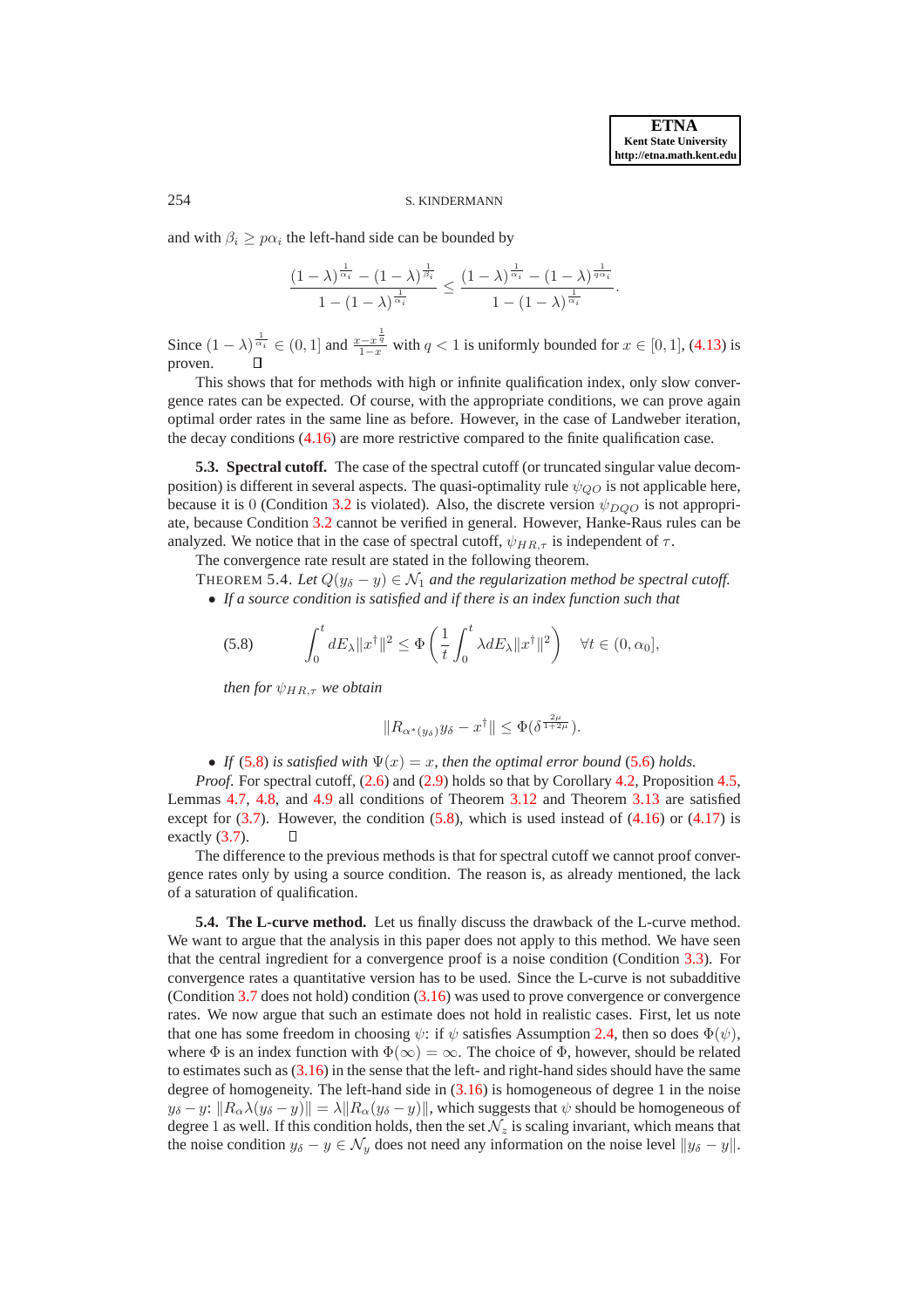and with $\beta_i \geq p\alpha_i$ the left-hand side can be bounded by

$$\frac{(1-\lambda)^{\frac{1}{\alpha_i}} - (1-\lambda)^{\frac{1}{\beta_i}}}{1-(1-\lambda)^{\frac{1}{\alpha_i}}} \leq \frac{(1-\lambda)^{\frac{1}{\alpha_i}} - (1-\lambda)^{\frac{1}{q\alpha_i}}}{1-(1-\lambda)^{\frac{1}{\alpha_i}}}.$$

Since $(1-\lambda)^{\frac{1}{\alpha_i}} \in (0,1]$ and $\frac{x-x^{\frac{1}{q}}}{1-x}$ with $q<1$ is uniformly bounded for $x \in [0,1]$, (4.13) is proven. ∎

This shows that for methods with high or infinite qualification index, only slow convergence rates can be expected. Of course, with the appropriate conditions, we can prove again optimal order rates in the same line as before. However, in the case of Landweber iteration, the decay conditions (4.16) are more restrictive compared to the finite qualification case.

**5.3. Spectral cutoff.** The case of the spectral cutoff (or truncated singular value decomposition) is different in several aspects. The quasi-optimality rule $\psi_{QO}$ is not applicable here, because it is 0 (Condition 3.2 is violated). Also, the discrete version $\psi_{DQO}$ is not appropriate, because Condition 3.2 cannot be verified in general. However, Hanke-Raus rules can be analyzed. We notice that in the case of spectral cutoff, $\psi_{HR,\tau}$ is independent of $\tau$.

The convergence rate result are stated in the following theorem.

THEOREM 5.4. *Let $Q(y_\delta - y) \in \mathcal{N}_1$ and the regularization method be spectral cutoff.*

- *If a source condition is satisfied and if there is an index function such that*

$$\int_0^t dE_\lambda \|x^\dagger\|^2 \leq \Phi\left(\frac{1}{t}\int_0^t \lambda dE_\lambda \|x^\dagger\|^2\right) \quad \forall t \in (0, \alpha_0], \tag{5.8}$$

*then for $\psi_{HR,\tau}$ we obtain*

$$\|R_{\alpha^*(y_\delta)} y_\delta - x^\dagger\| \leq \Phi(\delta^{\frac{2\mu}{1+2\mu}}).$$

- *If (5.8) is satisfied with $\Psi(x) = x$, then the optimal error bound (5.6) holds.*

*Proof.* For spectral cutoff, (2.6) and (2.9) holds so that by Corollary 4.2, Proposition 4.5, Lemmas 4.7, 4.8, and 4.9 all conditions of Theorem 3.12 and Theorem 3.13 are satisfied except for (3.7). However, the condition (5.8), which is used instead of (4.16) or (4.17) is exactly (3.7). ∎

The difference to the previous methods is that for spectral cutoff we cannot proof convergence rates only by using a source condition. The reason is, as already mentioned, the lack of a saturation of qualification.

**5.4. The L-curve method.** Let us finally discuss the drawback of the L-curve method. We want to argue that the analysis in this paper does not apply to this method. We have seen that the central ingredient for a convergence proof is a noise condition (Condition 3.3). For convergence rates a quantitative version has to be used. Since the L-curve is not subadditive (Condition 3.7 does not hold) condition (3.16) was used to prove convergence or convergence rates. We now argue that such an estimate does not hold in realistic cases. First, let us note that one has some freedom in choosing $\psi$: if $\psi$ satisfies Assumption 2.4, then so does $\Phi(\psi)$, where $\Phi$ is an index function with $\Phi(\infty) = \infty$. The choice of $\Phi$, however, should be related to estimates such as (3.16) in the sense that the left- and right-hand sides should have the same degree of homogeneity. The left-hand side in (3.16) is homogeneous of degree 1 in the noise $y_\delta - y$: $\|R_\alpha \lambda(y_\delta - y)\| = \lambda\|R_\alpha(y_\delta - y)\|$, which suggests that $\psi$ should be homogeneous of degree 1 as well. If this condition holds, then the set $\mathcal{N}_z$ is scaling invariant, which means that the noise condition $y_\delta - y \in \mathcal{N}_y$ does not need any information on the noise level $\|y_\delta - y\|$.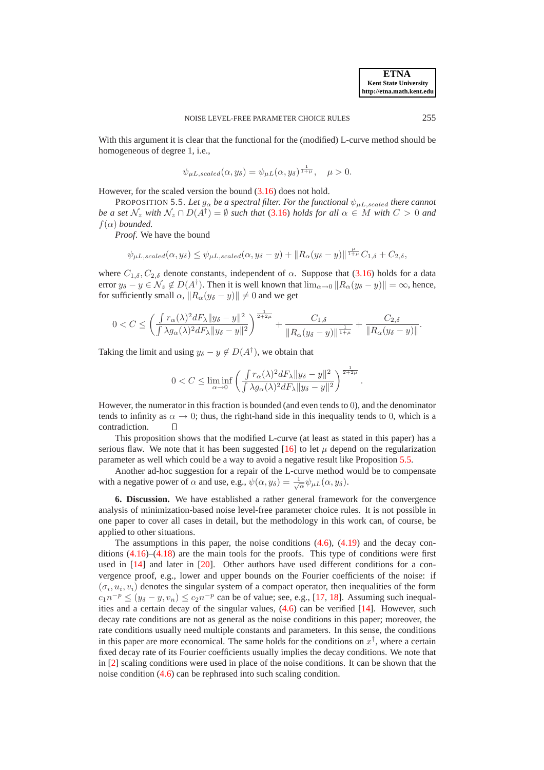With this argument it is clear that the functional for the (modified) L-curve method should be homogeneous of degree 1, i.e.,

$$\psi_{\mu L,scaled}(\alpha, y_\delta) = \psi_{\mu L}(\alpha, y_\delta)^{\frac{1}{1+\mu}}, \quad \mu > 0.$$

However, for the scaled version the bound (3.16) does not hold.

PROPOSITION 5.5. *Let $g_\alpha$ be a spectral filter. For the functional $\psi_{\mu L,scaled}$ there cannot be a set $\mathcal{N}_z$ with $\mathcal{N}_z \cap D(A^\dagger) = \emptyset$ such that (3.16) holds for all $\alpha \in M$ with $C > 0$ and $f(\alpha)$ bounded.*

*Proof*. We have the bound

$$\psi_{\mu L,scaled}(\alpha, y_\delta) \leq \psi_{\mu L,scaled}(\alpha, y_\delta - y) + \|R_\alpha(y_\delta - y)\|^{\frac{\mu}{1+\mu}} C_{1,\delta} + C_{2,\delta},$$

where $C_{1,\delta}, C_{2,\delta}$ denote constants, independent of $\alpha$. Suppose that (3.16) holds for a data error $y_\delta - y \in \mathcal{N}_z \notin D(A^\dagger)$. Then it is well known that $\lim_{\alpha \to 0} \|R_\alpha(y_\delta - y)\| = \infty$, hence, for sufficiently small $\alpha$, $\|R_\alpha(y_\delta - y)\| \neq 0$ and we get

$$0 < C \leq \left( \frac{\int r_\alpha(\lambda)^2 dF_\lambda \|y_\delta - y\|^2}{\int \lambda g_\alpha(\lambda)^2 dF_\lambda \|y_\delta - y\|^2} \right)^{\frac{1}{2+2\mu}} + \frac{C_{1,\delta}}{\|R_\alpha(y_\delta - y)\|^{\frac{1}{1+\mu}}} + \frac{C_{2,\delta}}{\|R_\alpha(y_\delta - y)\|}.$$

Taking the limit and using $y_\delta - y \notin D(A^\dagger)$, we obtain that

$$0 < C \leq \liminf_{\alpha \to 0} \left( \frac{\int r_\alpha(\lambda)^2 dF_\lambda \|y_\delta - y\|^2}{\int \lambda g_\alpha(\lambda)^2 dF_\lambda \|y_\delta - y\|^2} \right)^{\frac{1}{2+2\mu}}.$$

However, the numerator in this fraction is bounded (and even tends to $0$), and the denominator tends to infinity as $\alpha \to 0$; thus, the right-hand side in this inequality tends to $0$, which is a contradiction. □

This proposition shows that the modified L-curve (at least as stated in this paper) has a serious flaw. We note that it has been suggested [16] to let $\mu$ depend on the regularization parameter as well which could be a way to avoid a negative result like Proposition 5.5.

Another ad-hoc suggestion for a repair of the L-curve method would be to compensate with a negative power of $\alpha$ and use, e.g., $\psi(\alpha, y_\delta) = \frac{1}{\sqrt{\alpha}} \psi_{\mu L}(\alpha, y_\delta)$.

**6. Discussion.** We have established a rather general framework for the convergence analysis of minimization-based noise level-free parameter choice rules. It is not possible in one paper to cover all cases in detail, but the methodology in this work can, of course, be applied to other situations.

The assumptions in this paper, the noise conditions (4.6), (4.19) and the decay conditions (4.16)–(4.18) are the main tools for the proofs. This type of conditions were first used in [14] and later in [20]. Other authors have used different conditions for a convergence proof, e.g., lower and upper bounds on the Fourier coefficients of the noise: if $(\sigma_i, u_i, v_i)$ denotes the singular system of a compact operator, then inequalities of the form $c_1 n^{-p} \leq (y_\delta - y, v_n) \leq c_2 n^{-p}$ can be of value; see, e.g., [17, 18]. Assuming such inequalities and a certain decay of the singular values, (4.6) can be verified [14]. However, such decay rate conditions are not as general as the noise conditions in this paper; moreover, the rate conditions usually need multiple constants and parameters. In this sense, the conditions in this paper are more economical. The same holds for the conditions on $x^\dagger$, where a certain fixed decay rate of its Fourier coefficients usually implies the decay conditions. We note that in [2] scaling conditions were used in place of the noise conditions. It can be shown that the noise condition (4.6) can be rephrased into such scaling condition.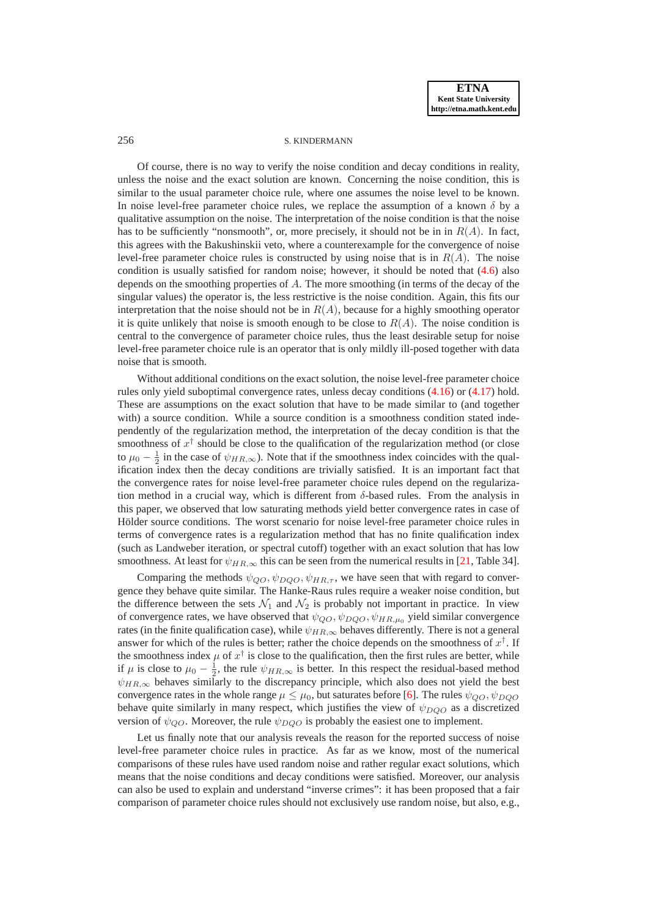Of course, there is no way to verify the noise condition and decay conditions in reality, unless the noise and the exact solution are known. Concerning the noise condition, this is similar to the usual parameter choice rule, where one assumes the noise level to be known. In noise level-free parameter choice rules, we replace the assumption of a known $\delta$ by a qualitative assumption on the noise. The interpretation of the noise condition is that the noise has to be sufficiently "nonsmooth", or, more precisely, it should not be in in $R(A)$. In fact, this agrees with the Bakushinskii veto, where a counterexample for the convergence of noise level-free parameter choice rules is constructed by using noise that is in $R(A)$. The noise condition is usually satisfied for random noise; however, it should be noted that (4.6) also depends on the smoothing properties of $A$. The more smoothing (in terms of the decay of the singular values) the operator is, the less restrictive is the noise condition. Again, this fits our interpretation that the noise should not be in $R(A)$, because for a highly smoothing operator it is quite unlikely that noise is smooth enough to be close to $R(A)$. The noise condition is central to the convergence of parameter choice rules, thus the least desirable setup for noise level-free parameter choice rule is an operator that is only mildly ill-posed together with data noise that is smooth.

Without additional conditions on the exact solution, the noise level-free parameter choice rules only yield suboptimal convergence rates, unless decay conditions (4.16) or (4.17) hold. These are assumptions on the exact solution that have to be made similar to (and together with) a source condition. While a source condition is a smoothness condition stated independently of the regularization method, the interpretation of the decay condition is that the smoothness of $x^\dagger$ should be close to the qualification of the regularization method (or close to $\mu_0 - \frac{1}{2}$ in the case of $\psi_{HR,\infty}$). Note that if the smoothness index coincides with the qualification index then the decay conditions are trivially satisfied. It is an important fact that the convergence rates for noise level-free parameter choice rules depend on the regularization method in a crucial way, which is different from $\delta$-based rules. From the analysis in this paper, we observed that low saturating methods yield better convergence rates in case of Hölder source conditions. The worst scenario for noise level-free parameter choice rules in terms of convergence rates is a regularization method that has no finite qualification index (such as Landweber iteration, or spectral cutoff) together with an exact solution that has low smoothness. At least for $\psi_{HR,\infty}$ this can be seen from the numerical results in [21, Table 34].

Comparing the methods $\psi_{QO}, \psi_{DQO}, \psi_{HR,\tau}$, we have seen that with regard to convergence they behave quite similar. The Hanke-Raus rules require a weaker noise condition, but the difference between the sets $\mathcal{N}_1$ and $\mathcal{N}_2$ is probably not important in practice. In view of convergence rates, we have observed that $\psi_{QO}, \psi_{DQO}, \psi_{HR,\mu_0}$ yield similar convergence rates (in the finite qualification case), while $\psi_{HR,\infty}$ behaves differently. There is not a general answer for which of the rules is better; rather the choice depends on the smoothness of $x^\dagger$. If the smoothness index $\mu$ of $x^\dagger$ is close to the qualification, then the first rules are better, while if $\mu$ is close to $\mu_0 - \frac{1}{2}$, the rule $\psi_{HR,\infty}$ is better. In this respect the residual-based method $\psi_{HR,\infty}$ behaves similarly to the discrepancy principle, which also does not yield the best convergence rates in the whole range $\mu \leq \mu_0$, but saturates before [6]. The rules $\psi_{QO}, \psi_{DQO}$ behave quite similarly in many respect, which justifies the view of $\psi_{DQO}$ as a discretized version of $\psi_{QO}$. Moreover, the rule $\psi_{DQO}$ is probably the easiest one to implement.

Let us finally note that our analysis reveals the reason for the reported success of noise level-free parameter choice rules in practice. As far as we know, most of the numerical comparisons of these rules have used random noise and rather regular exact solutions, which means that the noise conditions and decay conditions were satisfied. Moreover, our analysis can also be used to explain and understand "inverse crimes": it has been proposed that a fair comparison of parameter choice rules should not exclusively use random noise, but also, e.g.,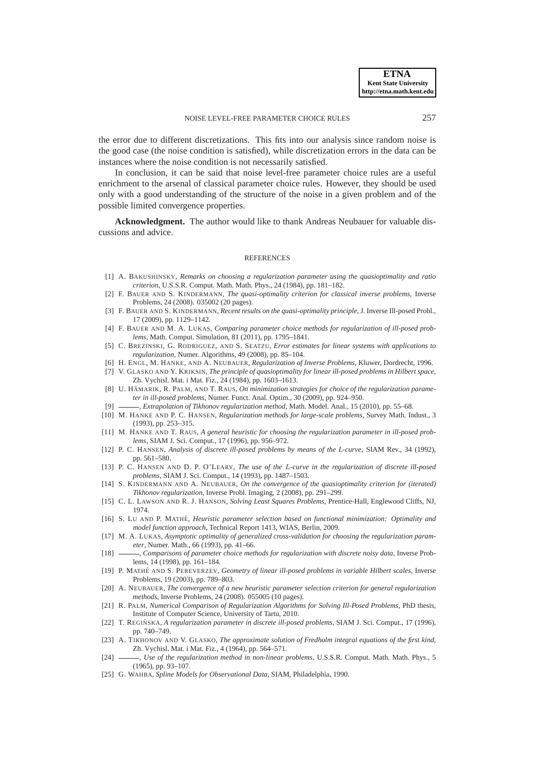the error due to different discretizations. This fits into our analysis since random noise is the good case (the noise condition is satisfied), while discretization errors in the data can be instances where the noise condition is not necessarily satisfied.

In conclusion, it can be said that noise level-free parameter choice rules are a useful enrichment to the arsenal of classical parameter choice rules. However, they should be used only with a good understanding of the structure of the noise in a given problem and of the possible limited convergence properties.

**Acknowledgment.** The author would like to thank Andreas Neubauer for valuable discussions and advice.

## REFERENCES

[1] A. Bakushinsky, *Remarks on choosing a regularization parameter using the quasioptimality and ratio criterion*, U.S.S.R. Comput. Math. Math. Phys., 24 (1984), pp. 181–182.

[2] F. Bauer and S. Kindermann, *The quasi-optimality criterion for classical inverse problems*, Inverse Problems, 24 (2008). 035002 (20 pages).

[3] F. Bauer and S. Kindermann, *Recent results on the quasi-optimality principle*, J. Inverse Ill-posed Probl., 17 (2009), pp. 1129–1142.

[4] F. Bauer and M. A. Lukas, *Comparing parameter choice methods for regularization of ill-posed problems*, Math. Comput. Simulation, 81 (2011), pp. 1795–1841.

[5] C. Brezinski, G. Rodriguez, and S. Seatzu, *Error estimates for linear systems with applications to regularization*, Numer. Algorithms, 49 (2008), pp. 85–104.

[6] H. Engl, M. Hanke, and A. Neubauer, *Regularization of Inverse Problems*, Kluwer, Dordrecht, 1996.

[7] V. Glasko and Y. Kriksin, *The principle of quasioptimality for linear ill-posed problems in Hilbert space*, Zh. Vychisl. Mat. i Mat. Fiz., 24 (1984), pp. 1603–1613.

[8] U. Hämarik, R. Palm, and T. Raus, *On minimization strategies for choice of the regularization parameter in ill-posed problems*, Numer. Funct. Anal. Optim., 30 (2009), pp. 924–950.

[9] ———, *Extrapolation of Tikhonov regularization method*, Math. Model. Anal., 15 (2010), pp. 55–68.

[10] M. Hanke and P. C. Hansen, *Regularization methods for large-scale problems*, Survey Math. Indust., 3 (1993), pp. 253–315.

[11] M. Hanke and T. Raus, *A general heuristic for choosing the regularization parameter in ill-posed problems*, SIAM J. Sci. Comput., 17 (1996), pp. 956–972.

[12] P. C. Hansen, *Analysis of discrete ill-posed problems by means of the L-curve*, SIAM Rev., 34 (1992), pp. 561–580.

[13] P. C. Hansen and D. P. O'Leary, *The use of the L-curve in the regularization of discrete ill-posed problems*, SIAM J. Sci. Comput., 14 (1993), pp. 1487–1503.

[14] S. Kindermann and A. Neubauer, *On the convergence of the quasioptimality criterion for (iterated) Tikhonov regularization*, Inverse Probl. Imaging, 2 (2008), pp. 291–299.

[15] C. L. Lawson and R. J. Hanson, *Solving Least Squares Problems*, Prentice-Hall, Englewood Cliffs, NJ, 1974.

[16] S. Lu and P. Mathé, *Heuristic parameter selection based on functional minimization: Optimality and model function approach*, Technical Report 1413, WIAS, Berlin, 2009.

[17] M. A. Lukas, *Asymptotic optimality of generalized cross-validation for choosing the regularization parameter*, Numer. Math., 66 (1993), pp. 41–66.

[18] ———, *Comparisons of parameter choice methods for regularization with discrete noisy data*, Inverse Problems, 14 (1998), pp. 161–184.

[19] P. Mathé and S. Pereverzev, *Geometry of linear ill-posed problems in variable Hilbert scales*, Inverse Problems, 19 (2003), pp. 789–803.

[20] A. Neubauer, *The convergence of a new heuristic parameter selection criterion for general regularization methods*, Inverse Problems, 24 (2008). 055005 (10 pages).

[21] R. Palm, *Numerical Comparison of Regularization Algorithms for Solving Ill-Posed Problems*, PhD thesis, Institute of Computer Science, University of Tartu, 2010.

[22] T. Regińska, *A regularization parameter in discrete ill-posed problems*, SIAM J. Sci. Comput., 17 (1996), pp. 740–749.

[23] A. Tikhonov and V. Glasko, *The approximate solution of Fredholm integral equations of the first kind*, Zh. Vychisl. Mat. i Mat. Fiz., 4 (1964), pp. 564–571.

[24] ———, *Use of the regularization method in non-linear problems*, U.S.S.R. Comput. Math. Math. Phys., 5 (1965), pp. 93–107.

[25] G. Wahba, *Spline Models for Observational Data*, SIAM, Philadelphia, 1990.